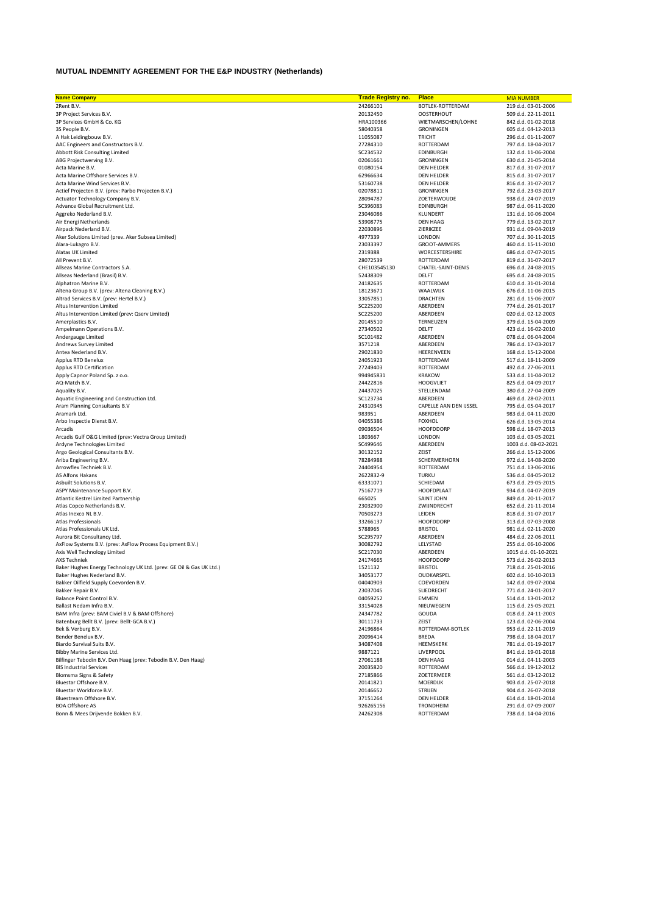# MUTUAL INDEMNITY AGREEMENT FOR THE E&P INDUSTRY (Netherlands)

| Name Company | Trade Registry no. | Place | MIA NUMBER |
|---|---|---|---|
| 2Rent B.V. | 24266101 | BOTLEK-ROTTERDAM | 219 d.d. 03-01-2006 |
| 3P Project Services B.V. | 20132450 | OOSTERHOUT | 509 d.d. 22-11-2011 |
| 3P Services GmbH & Co. KG | HRA100366 | WIETMARSCHEN/LOHNE | 842 d.d. 01-02-2018 |
| 3S People B.V. | 58040358 | GRONINGEN | 605 d.d. 04-12-2013 |
| A Hak Leidingbouw B.V. | 11055087 | TRICHT | 296 d.d. 01-11-2007 |
| AAC Engineers and Constructors B.V. | 27284310 | ROTTERDAM | 797 d.d. 18-04-2017 |
| Abbott Risk Consulting Limited | SC234532 | EDINBURGH | 132 d.d. 11-06-2004 |
| ABG Projectwerving B.V. | 02061661 | GRONINGEN | 630 d.d. 21-05-2014 |
| Acta Marine B.V. | 01080154 | DEN HELDER | 817 d.d. 31-07-2017 |
| Acta Marine Offshore Services B.V. | 62966634 | DEN HELDER | 815 d.d. 31-07-2017 |
| Acta Marine Wind Services B.V. | 53160738 | DEN HELDER | 816 d.d. 31-07-2017 |
| Actief Projecten B.V. (prev: Parbo Projecten B.V.) | 02078811 | GRONINGEN | 792 d.d. 23-03-2017 |
| Actuator Technology Company B.V. | 28094787 | ZOETERWOUDE | 938 d.d. 24-07-2019 |
| Advance Global Recruitment Ltd. | SC396083 | EDINBURGH | 987 d.d. 06-11-2020 |
| Aggreko Nederland B.V. | 23046086 | KLUNDERT | 131 d.d. 10-06-2004 |
| Air Energi Netherlands | 53908775 | DEN HAAG | 779 d.d. 13-02-2017 |
| Airpack Nederland B.V. | 22030896 | ZIERIKZEE | 931 d.d. 09-04-2019 |
| Aker Solutions Limited (prev. Aker Subsea Limited) | 4977339 | LONDON | 707 d.d. 30-11-2015 |
| Alara-Lukagro B.V. | 23033397 | GROOT-AMMERS | 460 d.d. 15-11-2010 |
| Alatas UK Limited | 2319388 | WORCESTERSHIRE | 686 d.d. 07-07-2015 |
| All Prevent B.V. | 28072539 | ROTTERDAM | 819 d.d. 31-07-2017 |
| Allseas Marine Contractors S.A. | CHE103545130 | CHATEL-SAINT-DENIS | 696 d.d. 24-08-2015 |
| Allseas Nederland (Brasil) B.V. | 52438309 | DELFT | 695 d.d. 24-08-2015 |
| Alphatron Marine B.V. | 24182635 | ROTTERDAM | 610 d.d. 31-01-2014 |
| Altena Group B.V. (prev: Altena Cleaning B.V.) | 18123671 | WAALWIJK | 676 d.d. 11-06-2015 |
| Altrad Services B.V. (prev: Hertel B.V.) | 33057851 | DRACHTEN | 281 d.d. 15-06-2007 |
| Altus Intervention Limited | SC225200 | ABERDEEN | 774 d.d. 26-01-2017 |
| Altus Intervention Limited (prev: Qserv Limited) | SC225200 | ABERDEEN | 020 d.d. 02-12-2003 |
| Amerplastics B.V. | 20145510 | TERNEUZEN | 379 d.d. 15-04-2009 |
| Ampelmann Operations B.V. | 27340502 | DELFT | 423 d.d. 16-02-2010 |
| Andergauge Limited | SC101482 | ABERDEEN | 078 d.d. 06-04-2004 |
| Andrews Survey Limited | 3571218 | ABERDEEN | 786 d.d. 17-03-2017 |
| Antea Nederland B.V. | 29021830 | HEERENVEEN | 168 d.d. 15-12-2004 |
| Applus RTD Benelux | 24051923 | ROTTERDAM | 517 d.d. 18-11-2009 |
| Applus RTD Certification | 27249403 | ROTTERDAM | 492 d.d. 27-06-2011 |
| Apply Capnor Poland Sp. z o.o. | 994945831 | KRAKOW | 533 d.d. 11-04-2012 |
| AQ-Match B.V. | 24422816 | HOOGVLIET | 825 d.d. 04-09-2017 |
| Aquality B.V. | 24437025 | STELLENDAM | 380 d.d. 27-04-2009 |
| Aquatic Engineering and Construction Ltd. | SC123734 | ABERDEEN | 469 d.d. 28-02-2011 |
| Aram Planning Consultants B.V | 24310345 | CAPELLE AAN DEN IJSSEL | 795 d.d. 05-04-2017 |
| Aramark Ltd. | 983951 | ABERDEEN | 983 d.d. 04-11-2020 |
| Arbo Inspectie Dienst B.V. | 04055386 | FOXHOL | 626 d.d. 13-05-2014 |
| Arcadis | 09036504 | HOOFDDORP | 598 d.d. 18-07-2013 |
| Arcadis Gulf O&G Limited (prev: Vectra Group Limited) | 1803667 | LONDON | 103 d.d. 03-05-2021 |
| Ardyne Technologies Limited | SC499646 | ABERDEEN | 1003 d.d. 08-02-2021 |
| Argo Geological Consultants B.V. | 30132152 | ZEIST | 266 d.d. 15-12-2006 |
| Ariba Engineering B.V. | 78284988 | SCHERMERHORN | 972 d.d. 14-08-2020 |
| Arrowflex Techniek B.V. | 24404954 | ROTTERDAM | 751 d.d. 13-06-2016 |
| AS Alfons Hakans | 2622832-9 | TURKU | 536 d.d. 04-05-2012 |
| Asbuilt Solutions B.V. | 63331071 | SCHIEDAM | 673 d.d. 29-05-2015 |
| ASPY Maintenance Support B.V. | 75167719 | HOOFDPLAAT | 934 d.d. 04-07-2019 |
| Atlantic Kestrel Limited Partnership | 665025 | SAINT JOHN | 849 d.d. 20-11-2017 |
| Atlas Copco Netherlands B.V. | 23032900 | ZWIJNDRECHT | 652 d.d. 21-11-2014 |
| Atlas Inexco NL B.V. | 70503273 | LEIDEN | 818 d.d. 31-07-2017 |
| Atlas Professionals | 33266137 | HOOFDDORP | 313 d.d. 07-03-2008 |
| Atlas Professionals UK Ltd. | 5788965 | BRISTOL | 981 d.d. 02-11-2020 |
| Aurora Bit Consultancy Ltd. | SC295797 | ABERDEEN | 484 d.d. 22-06-2011 |
| AxFlow Systems B.V. (prev: AxFlow Process Equipment B.V.) | 30082792 | LELYSTAD | 255 d.d. 06-10-2006 |
| Axis Well Technology Limited | SC217030 | ABERDEEN | 1015 d.d. 01-10-2021 |
| AXS Techniek | 24174665 | HOOFDDORP | 573 d.d. 26-02-2013 |
| Baker Hughes Energy Technology UK Ltd. (prev: GE Oil & Gas UK Ltd.) | 1521132 | BRISTOL | 718 d.d. 25-01-2016 |
| Baker Hughes Nederland B.V. | 34053177 | OUDKARSPEL | 602 d.d. 10-10-2013 |
| Bakker Oilfield Supply Coevorden B.V. | 04040903 | COEVORDEN | 142 d.d. 09-07-2004 |
| Bakker Repair B.V. | 23037045 | SLIEDRECHT | 771 d.d. 24-01-2017 |
| Balance Point Control B.V. | 04059252 | EMMEN | 514 d.d. 13-01-2012 |
| Ballast Nedam Infra B.V. | 33154028 | NIEUWEGEIN | 115 d.d. 25-05-2021 |
| BAM Infra (prev: BAM Civiel B.V & BAM Offshore) | 24347782 | GOUDA | 018 d.d. 24-11-2003 |
| Batenburg Bellt B.V. (prev: Bellt-GCA B.V.) | 30111733 | ZEIST | 123 d.d. 02-06-2004 |
| Bek & Verburg B.V. | 24196864 | ROTTERDAM-BOTLEK | 953 d.d. 22-11-2019 |
| Bender Benelux B.V. | 20096414 | BREDA | 798 d.d. 18-04-2017 |
| Biardo Survival Suits B.V. | 34087408 | HEEMSKERK | 781 d.d. 01-19-2017 |
| Bibby Marine Services Ltd. | 9887121 | LIVERPOOL | 841 d.d. 19-01-2018 |
| Bilfinger Tebodin B.V. Den Haag (prev: Tebodin B.V. Den Haag) | 27061188 | DEN HAAG | 014 d.d. 04-11-2003 |
| BIS Industrial Services | 20035820 | ROTTERDAM | 566 d.d. 19-12-2012 |
| Blomsma Signs & Safety | 27185866 | ZOETERMEER | 561 d.d. 03-12-2012 |
| Bluestar Offshore B.V. | 20141821 | MOERDIJK | 903 d.d. 25-07-2018 |
| Bluestar Workforce B.V. | 20146652 | STRIJEN | 904 d.d. 26-07-2018 |
| Bluestream Offshore B.V. | 37151264 | DEN HELDER | 614 d.d. 18-01-2014 |
| BOA Offshore AS | 926265156 | TRONDHEIM | 291 d.d. 07-09-2007 |
| Bonn & Mees Drijvende Bokken B.V. | 24262308 | ROTTERDAM | 738 d.d. 14-04-2016 |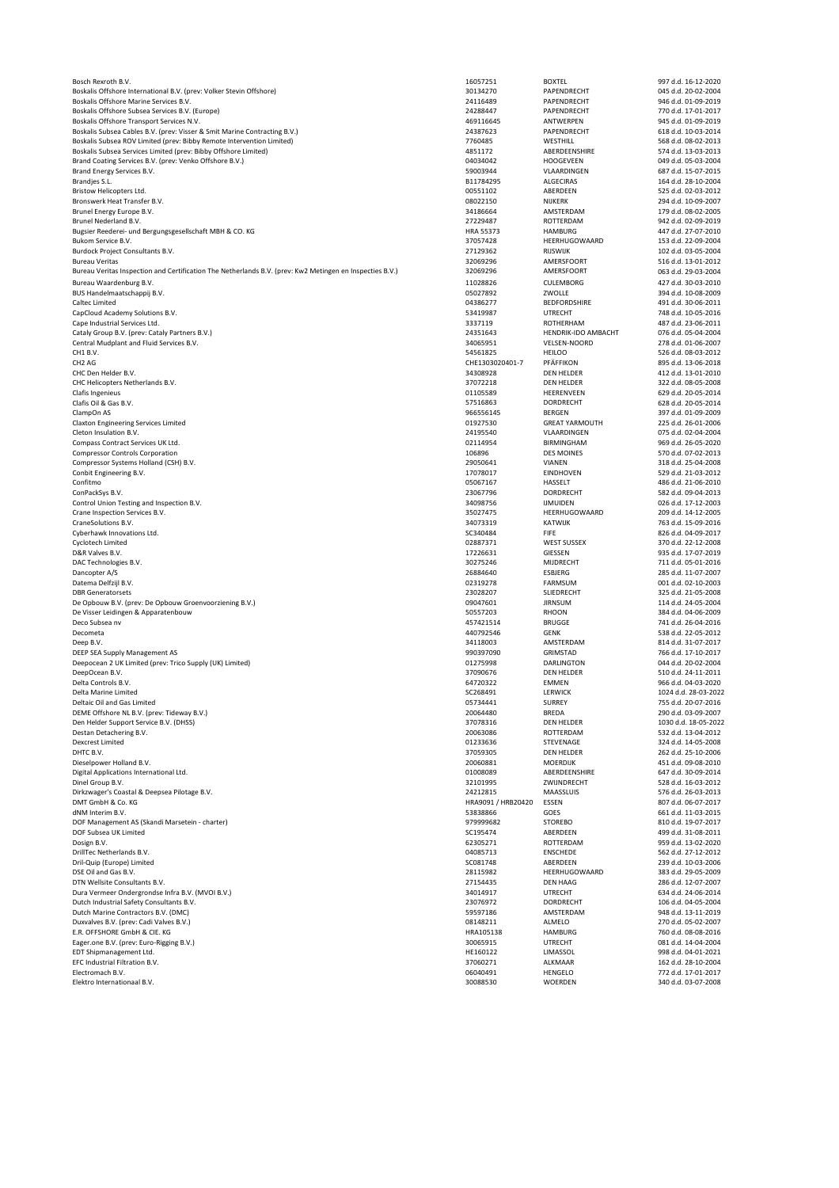| | | | |
|---|---|---|---|
| Bosch Rexroth B.V. | 16057251 | BOXTEL | 997 d.d. 16-12-2020 |
| Boskalis Offshore International B.V. (prev: Volker Stevin Offshore) | 30134270 | PAPENDRECHT | 045 d.d. 20-02-2004 |
| Boskalis Offshore Marine Services B.V. | 24116489 | PAPENDRECHT | 946 d.d. 01-09-2019 |
| Boskalis Offshore Subsea Services B.V. (Europe) | 24288447 | PAPENDRECHT | 770 d.d. 17-01-2017 |
| Boskalis Offshore Transport Services N.V. | 469116645 | ANTWERPEN | 945 d.d. 01-09-2019 |
| Boskalis Subsea Cables B.V. (prev: Visser & Smit Marine Contracting B.V.) | 24387623 | PAPENDRECHT | 618 d.d. 10-03-2014 |
| Boskalis Subsea ROV Limited (prev: Bibby Remote Intervention Limited) | 7760485 | WESTHILL | 568 d.d. 08-02-2013 |
| Boskalis Subsea Services Limited (prev: Bibby Offshore Limited) | 4851172 | ABERDEENSHIRE | 574 d.d. 13-03-2013 |
| Brand Coating Services B.V. (prev: Venko Offshore B.V.) | 04034042 | HOOGEVEEN | 049 d.d. 05-03-2004 |
| Brand Energy Services B.V. | 59003944 | VLAARDINGEN | 687 d.d. 15-07-2015 |
| Brandjes S.L. | B11784295 | ALGECIRAS | 164 d.d. 28-10-2004 |
| Bristow Helicopters Ltd. | 00551102 | ABERDEEN | 525 d.d. 02-03-2012 |
| Bronswerk Heat Transfer B.V. | 08022150 | NIJKERK | 294 d.d. 10-09-2007 |
| Brunel Energy Europe B.V. | 34186664 | AMSTERDAM | 179 d.d. 08-02-2005 |
| Brunel Nederland B.V. | 27229487 | ROTTERDAM | 942 d.d. 02-09-2019 |
| Bugsier Reederei- und Bergungsgesellschaft MBH & CO. KG | HRA 55373 | HAMBURG | 447 d.d. 27-07-2010 |
| Bukom Service B.V. | 37057428 | HEERHUGOWAARD | 153 d.d. 22-09-2004 |
| Burdock Project Consultants B.V. | 27129362 | RIJSWIJK | 102 d.d. 03-05-2004 |
| Bureau Veritas | 32069296 | AMERSFOORT | 516 d.d. 13-01-2012 |
| Bureau Veritas Inspection and Certification The Netherlands B.V. (prev: Kw2 Metingen en Inspecties B.V.) | 32069296 | AMERSFOORT | 063 d.d. 29-03-2004 |
| Bureau Waardenburg B.V. | 11028826 | CULEMBORG | 427 d.d. 30-03-2010 |
| BUS Handelmaatschappij B.V. | 05027892 | ZWOLLE | 394 d.d. 10-08-2009 |
| Caltec Limited | 04386277 | BEDFORDSHIRE | 491 d.d. 30-06-2011 |
| CapCloud Academy Solutions B.V. | 53419987 | UTRECHT | 748 d.d. 10-05-2016 |
| Cape Industrial Services Ltd. | 3337119 | ROTHERHAM | 487 d.d. 23-06-2011 |
| Cataly Group B.V. (prev: Cataly Partners B.V.) | 24351643 | HENDRIK-IDO AMBACHT | 076 d.d. 05-04-2004 |
| Central Mudplant and Fluid Services B.V. | 34065951 | VELSEN-NOORD | 278 d.d. 01-06-2007 |
| CH1 B.V. | 54561825 | HEILOO | 526 d.d. 08-03-2012 |
| CH2 AG | CHE1303020401-7 | PFÄFFIKON | 895 d.d. 13-06-2018 |
| CHC Den Helder B.V. | 34308928 | DEN HELDER | 412 d.d. 13-01-2010 |
| CHC Helicopters Netherlands B.V. | 37072218 | DEN HELDER | 322 d.d. 08-05-2008 |
| Clafis Ingenieus | 01105589 | HEERENVEEN | 629 d.d. 20-05-2014 |
| Clafis Oil & Gas B.V. | 57516863 | DORDRECHT | 628 d.d. 20-05-2014 |
| ClampOn AS | 966556145 | BERGEN | 397 d.d. 01-09-2009 |
| Claxton Engineering Services Limited | 01927530 | GREAT YARMOUTH | 225 d.d. 26-01-2006 |
| Cleton Insulation B.V. | 24195540 | VLAARDINGEN | 075 d.d. 02-04-2004 |
| Compass Contract Services UK Ltd. | 02114954 | BIRMINGHAM | 969 d.d. 26-05-2020 |
| Compressor Controls Corporation | 106896 | DES MOINES | 570 d.d. 07-02-2013 |
| Compressor Systems Holland (CSH) B.V. | 29050641 | VIANEN | 318 d.d. 25-04-2008 |
| Conbit Engineering B.V. | 17078017 | EINDHOVEN | 529 d.d. 21-03-2012 |
| Confitmo | 05067167 | HASSELT | 486 d.d. 21-06-2010 |
| ConPackSys B.V. | 23067796 | DORDRECHT | 582 d.d. 09-04-2013 |
| Control Union Testing and Inspection B.V. | 34098756 | IJMUIDEN | 026 d.d. 17-12-2003 |
| Crane Inspection Services B.V. | 35027475 | HEERHUGOWAARD | 209 d.d. 14-12-2005 |
| CraneSolutions B.V. | 34073319 | KATWIJK | 763 d.d. 15-09-2016 |
| Cyberhawk Innovations Ltd. | SC340484 | FIFE | 826 d.d. 04-09-2017 |
| Cyclotech Limited | 02887371 | WEST SUSSEX | 370 d.d. 22-12-2008 |
| D&R Valves B.V. | 17226631 | GIESSEN | 935 d.d. 17-07-2019 |
| DAC Technologies B.V. | 30275246 | MIJDRECHT | 711 d.d. 05-01-2016 |
| Dancopter A/S | 26884640 | ESBJERG | 285 d.d. 11-07-2007 |
| Datema Delfzijl B.V. | 02319278 | FARMSUM | 001 d.d. 02-10-2003 |
| DBR Generatorsets | 23028207 | SLIEDRECHT | 325 d.d. 21-05-2008 |
| De Opbouw B.V. (prev: De Opbouw Groenvoorziening B.V.) | 09047601 | JIRNSUM | 114 d.d. 24-05-2004 |
| De Visser Leidingen & Apparatenbouw | 50557203 | RHOON | 384 d.d. 04-06-2009 |
| Deco Subsea nv | 457421514 | BRUGGE | 741 d.d. 26-04-2016 |
| Decometa | 440792546 | GENK | 538 d.d. 22-05-2012 |
| Deep B.V. | 34118003 | AMSTERDAM | 814 d.d. 31-07-2017 |
| DEEP SEA Supply Management AS | 990397090 | GRIMSTAD | 766 d.d. 17-10-2017 |
| Deepocean 2 UK Limited (prev: Trico Supply (UK) Limited) | 01275998 | DARLINGTON | 044 d.d. 20-02-2004 |
| DeepOcean B.V. | 37090676 | DEN HELDER | 510 d.d. 24-11-2011 |
| Delta Controls B.V. | 64720322 | EMMEN | 966 d.d. 04-03-2020 |
| Delta Marine Limited | SC268491 | LERWICK | 1024 d.d. 28-03-2022 |
| Deltaic Oil and Gas Limited | 05734441 | SURREY | 755 d.d. 20-07-2016 |
| DEME Offshore NL B.V. (prev: Tideway B.V.) | 20064480 | BREDA | 290 d.d. 03-09-2007 |
| Den Helder Support Service B.V. (DHSS) | 37078316 | DEN HELDER | 1030 d.d. 18-05-2022 |
| Destan Detachering B.V. | 20063086 | ROTTERDAM | 532 d.d. 13-04-2012 |
| Dexcrest Limited | 01233636 | STEVENAGE | 324 d.d. 14-05-2008 |
| DHTC B.V. | 37059305 | DEN HELDER | 262 d.d. 25-10-2006 |
| Dieselpower Holland B.V. | 20060881 | MOERDIJK | 451 d.d. 09-08-2010 |
| Digital Applications International Ltd. | 01008089 | ABERDEENSHIRE | 647 d.d. 30-09-2014 |
| Dinel Group B.V. | 32101995 | ZWIJNDRECHT | 528 d.d. 16-03-2012 |
| Dirkzwager's Coastal & Deepsea Pilotage B.V. | 24212815 | MAASSLUIS | 576 d.d. 26-03-2013 |
| DMT GmbH & Co. KG | HRA9091 / HRB20420 | ESSEN | 807 d.d. 06-07-2017 |
| dNM Interim B.V. | 53838866 | GOES | 661 d.d. 11-03-2015 |
| DOF Management AS (Skandi Marsetein - charter) | 979999682 | STOREBO | 810 d.d. 19-07-2017 |
| DOF Subsea UK Limited | SC195474 | ABERDEEN | 499 d.d. 31-08-2011 |
| Dosign B.V. | 62305271 | ROTTERDAM | 959 d.d. 13-02-2020 |
| DrillTec Netherlands B.V. | 04085713 | ENSCHEDE | 562 d.d. 27-12-2012 |
| Dril-Quip (Europe) Limited | SC081748 | ABERDEEN | 239 d.d. 10-03-2006 |
| DSE Oil and Gas B.V. | 28115982 | HEERHUGOWAARD | 383 d.d. 29-05-2009 |
| DTN Wellsite Consultants B.V. | 27154435 | DEN HAAG | 286 d.d. 12-07-2007 |
| Dura Vermeer Ondergrondse Infra B.V. (MVOI B.V.) | 34014917 | UTRECHT | 634 d.d. 24-06-2014 |
| Dutch Industrial Safety Consultants B.V. | 23076972 | DORDRECHT | 106 d.d. 04-05-2004 |
| Dutch Marine Contractors B.V. (DMC) | 59597186 | AMSTERDAM | 948 d.d. 13-11-2019 |
| Duxvalves B.V. (prev: Cadi Valves B.V.) | 08148211 | ALMELO | 270 d.d. 05-02-2007 |
| E.R. OFFSHORE GmbH & CIE. KG | HRA105138 | HAMBURG | 760 d.d. 08-08-2016 |
| Eager.one B.V. (prev: Euro-Rigging B.V.) | 30065915 | UTRECHT | 081 d.d. 14-04-2004 |
| EDT Shipmanagement Ltd. | HE160122 | LIMASSOL | 998 d.d. 04-01-2021 |
| EFC Industrial Filtration B.V. | 37060271 | ALKMAAR | 162 d.d. 28-10-2004 |
| Electromach B.V. | 06040491 | HENGELO | 772 d.d. 17-01-2017 |
| Elektro Internationaal B.V. | 30088530 | WOERDEN | 340 d.d. 03-07-2008 |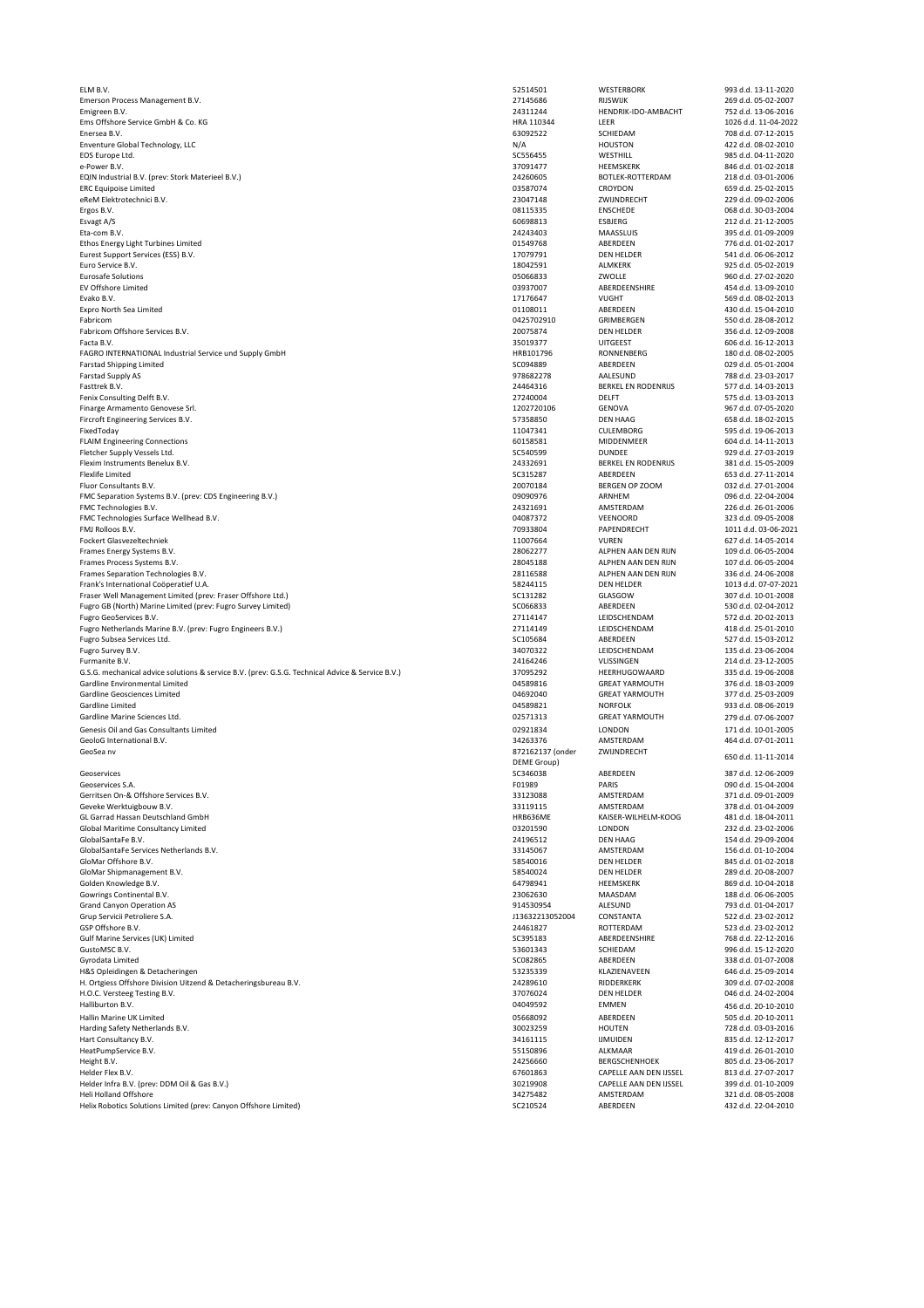| | | | |
|---|---|---|---|
| ELM B.V. | 52514501 | WESTERBORK | 993 d.d. 13-11-2020 |
| Emerson Process Management B.V. | 27145686 | RIJSWIJK | 269 d.d. 05-02-2007 |
| Emigreen B.V. | 24311244 | HENDRIK-IDO-AMBACHT | 752 d.d. 13-06-2016 |
| Ems Offshore Service GmbH & Co. KG | HRA 110344 | LEER | 1026 d.d. 11-04-2022 |
| Enersea B.V. | 63092522 | SCHIEDAM | 708 d.d. 07-12-2015 |
| Enventure Global Technology, LLC | N/A | HOUSTON | 422 d.d. 08-02-2010 |
| EOS Europe Ltd. | SC556455 | WESTHILL | 985 d.d. 04-11-2020 |
| e-Power B.V. | 37091477 | HEEMSKERK | 846 d.d. 01-02-2018 |
| EQIN Industrial B.V. (prev: Stork Materieel B.V.) | 24260605 | BOTLEK-ROTTERDAM | 218 d.d. 03-01-2006 |
| ERC Equipoise Limited | 03587074 | CROYDON | 659 d.d. 25-02-2015 |
| eReM Elektrotechnici B.V. | 23047148 | ZWIJNDRECHT | 229 d.d. 09-02-2006 |
| Ergos B.V. | 08115335 | ENSCHEDE | 068 d.d. 30-03-2004 |
| Esvagt A/S | 60698813 | ESBJERG | 212 d.d. 21-12-2005 |
| Eta-com B.V. | 24243403 | MAASSLUIS | 395 d.d. 01-09-2009 |
| Ethos Energy Light Turbines Limited | 01549768 | ABERDEEN | 776 d.d. 01-02-2017 |
| Eurest Support Services (ESS) B.V. | 17079791 | DEN HELDER | 541 d.d. 06-06-2012 |
| Euro Service B.V. | 18042591 | ALMKERK | 925 d.d. 05-02-2019 |
| Eurosafe Solutions | 05066833 | ZWOLLE | 960 d.d. 27-02-2020 |
| EV Offshore Limited | 03937007 | ABERDEENSHIRE | 454 d.d. 13-09-2010 |
| Evako B.V. | 17176647 | VUGHT | 569 d.d. 08-02-2013 |
| Expro North Sea Limited | 01108011 | ABERDEEN | 430 d.d. 15-04-2010 |
| Fabricom | 0425702910 | GRIMBERGEN | 550 d.d. 28-08-2012 |
| Fabricom Offshore Services B.V. | 20075874 | DEN HELDER | 356 d.d. 12-09-2008 |
| Facta B.V. | 35019377 | UITGEEST | 606 d.d. 16-12-2013 |
| FAGRO INTERNATIONAL Industrial Service und Supply GmbH | HRB101796 | RONNENBERG | 180 d.d. 08-02-2005 |
| Farstad Shipping Limited | SC094889 | ABERDEEN | 029 d.d. 05-01-2004 |
| Farstad Supply AS | 978682278 | AALESUND | 788 d.d. 23-03-2017 |
| Fasttrek B.V. | 24464316 | BERKEL EN RODENRIJS | 577 d.d. 14-03-2013 |
| Fenix Consulting Delft B.V. | 27240004 | DELFT | 575 d.d. 13-03-2013 |
| Finarge Armamento Genovese Srl. | 1202720106 | GENOVA | 967 d.d. 07-05-2020 |
| Fircroft Engineering Services B.V. | 57358850 | DEN HAAG | 658 d.d. 18-02-2015 |
| FixedToday | 11047341 | CULEMBORG | 595 d.d. 19-06-2013 |
| FLAIM Engineering Connections | 60158581 | MIDDENMEER | 604 d.d. 14-11-2013 |
| Fletcher Supply Vessels Ltd. | SC540599 | DUNDEE | 929 d.d. 27-03-2019 |
| Flexim Instruments Benelux B.V. | 24332691 | BERKEL EN RODENRIJS | 381 d.d. 15-05-2009 |
| Flexlife Limited | SC315287 | ABERDEEN | 653 d.d. 27-11-2014 |
| Fluor Consultants B.V. | 20070184 | BERGEN OP ZOOM | 032 d.d. 27-01-2004 |
| FMC Separation Systems B.V. (prev: CDS Engineering B.V.) | 09090976 | ARNHEM | 096 d.d. 22-04-2004 |
| FMC Technologies B.V. | 24321691 | AMSTERDAM | 226 d.d. 26-01-2006 |
| FMC Technologies Surface Wellhead B.V. | 04087372 | VEENOORD | 323 d.d. 09-05-2008 |
| FMJ Rolloos B.V. | 70933804 | PAPENDRECHT | 1011 d.d. 03-06-2021 |
| Fockert Glasvezeltechniek | 11007664 | VUREN | 627 d.d. 14-05-2014 |
| Frames Energy Systems B.V. | 28062277 | ALPHEN AAN DEN RIJN | 109 d.d. 06-05-2004 |
| Frames Process Systems B.V. | 28045188 | ALPHEN AAN DEN RIJN | 107 d.d. 06-05-2004 |
| Frames Separation Technologies B.V. | 28116588 | ALPHEN AAN DEN RIJN | 336 d.d. 24-06-2008 |
| Frank's International Coöperatief U.A. | 58244115 | DEN HELDER | 1013 d.d. 07-07-2021 |
| Fraser Well Management Limited (prev: Fraser Offshore Ltd.) | SC131282 | GLASGOW | 307 d.d. 10-01-2008 |
| Fugro GB (North) Marine Limited (prev: Fugro Survey Limited) | SC066833 | ABERDEEN | 530 d.d. 02-04-2012 |
| Fugro GeoServices B.V. | 27114147 | LEIDSCHENDAM | 572 d.d. 20-02-2013 |
| Fugro Netherlands Marine B.V. (prev: Fugro Engineers B.V.) | 27114149 | LEIDSCHENDAM | 418 d.d. 25-01-2010 |
| Fugro Subsea Services Ltd. | SC105684 | ABERDEEN | 527 d.d. 15-03-2012 |
| Fugro Survey B.V. | 34070322 | LEIDSCHENDAM | 135 d.d. 23-06-2004 |
| Furmanite B.V. | 24164246 | VLISSINGEN | 214 d.d. 23-12-2005 |
| G.S.G. mechanical advice solutions & service B.V. (prev: G.S.G. Technical Advice & Service B.V.) | 37095292 | HEERHUGOWAARD | 335 d.d. 19-06-2008 |
| Gardline Environmental Limited | 04589816 | GREAT YARMOUTH | 376 d.d. 18-03-2009 |
| Gardline Geosciences Limited | 04692040 | GREAT YARMOUTH | 377 d.d. 25-03-2009 |
| Gardline Limited | 04589821 | NORFOLK | 933 d.d. 08-06-2019 |
| Gardline Marine Sciences Ltd. | 02571313 | GREAT YARMOUTH | 279 d.d. 07-06-2007 |
| Genesis Oil and Gas Consultants Limited | 02921834 | LONDON | 171 d.d. 10-01-2005 |
| GeoloG International B.V. | 34263376 | AMSTERDAM | 464 d.d. 07-01-2011 |
| GeoSea nv | 872162137 (onder DEME Group) | ZWIJNDRECHT | 650 d.d. 11-11-2014 |
| Geoservices | SC346038 | ABERDEEN | 387 d.d. 12-06-2009 |
| Geoservices S.A. | F01989 | PARIS | 090 d.d. 15-04-2004 |
| Gerritsen On-& Offshore Services B.V. | 33123088 | AMSTERDAM | 371 d.d. 09-01-2009 |
| Geveke Werktuigbouw B.V. | 33119115 | AMSTERDAM | 378 d.d. 01-04-2009 |
| GL Garrad Hassan Deutschland GmbH | HRB636ME | KAISER-WILHELM-KOOG | 481 d.d. 18-04-2011 |
| Global Maritime Consultancy Limited | 03201590 | LONDON | 232 d.d. 23-02-2006 |
| GlobalSantaFe B.V. | 24196512 | DEN HAAG | 154 d.d. 29-09-2004 |
| GlobalSantaFe Services Netherlands B.V. | 33145067 | AMSTERDAM | 156 d.d. 01-10-2004 |
| GloMar Offshore B.V. | 58540016 | DEN HELDER | 845 d.d. 01-02-2018 |
| GloMar Shipmanagement B.V. | 58540024 | DEN HELDER | 289 d.d. 20-08-2007 |
| Golden Knowledge B.V. | 64798941 | HEEMSKERK | 869 d.d. 10-04-2018 |
| Gowrings Continental B.V. | 23062630 | MAASDAM | 188 d.d. 06-06-2005 |
| Grand Canyon Operation AS | 914530954 | ALESUND | 793 d.d. 01-04-2017 |
| Grup Servicii Petroliere S.A. | J13632213052004 | CONSTANTA | 522 d.d. 23-02-2012 |
| GSP Offshore B.V. | 24461827 | ROTTERDAM | 523 d.d. 23-02-2012 |
| Gulf Marine Services (UK) Limited | SC395183 | ABERDEENSHIRE | 768 d.d. 22-12-2016 |
| GustoMSC B.V. | 53601343 | SCHIEDAM | 996 d.d. 15-12-2020 |
| Gyrodata Limited | SC082865 | ABERDEEN | 338 d.d. 01-07-2008 |
| H&S Opleidingen & Detacheringen | 53235339 | KLAZIENAVEEN | 646 d.d. 25-09-2014 |
| H. Ortgiess Offshore Division Uitzend & Detacheringsbureau B.V. | 24289610 | RIDDERKERK | 309 d.d. 07-02-2008 |
| H.O.C. Versteeg Testing B.V. | 37076024 | DEN HELDER | 046 d.d. 24-02-2004 |
| Halliburton B.V. | 04049592 | EMMEN | 456 d.d. 20-10-2010 |
| Hallin Marine UK Limited | 05668092 | ABERDEEN | 505 d.d. 20-10-2011 |
| Harding Safety Netherlands B.V. | 30023259 | HOUTEN | 728 d.d. 03-03-2016 |
| Hart Consultancy B.V. | 34161115 | IJMUIDEN | 835 d.d. 12-12-2017 |
| HeatPumpService B.V. | 55150896 | ALKMAAR | 419 d.d. 26-01-2010 |
| Height B.V. | 24256660 | BERGSCHENHOEK | 805 d.d. 23-06-2017 |
| Helder Flex B.V. | 67601863 | CAPELLE AAN DEN IJSSEL | 813 d.d. 27-07-2017 |
| Helder Infra B.V. (prev: DDM Oil & Gas B.V.) | 30219908 | CAPELLE AAN DEN IJSSEL | 399 d.d. 01-10-2009 |
| Heli Holland Offshore | 34275482 | AMSTERDAM | 321 d.d. 08-05-2008 |
| Helix Robotics Solutions Limited (prev: Canyon Offshore Limited) | SC210524 | ABERDEEN | 432 d.d. 22-04-2010 |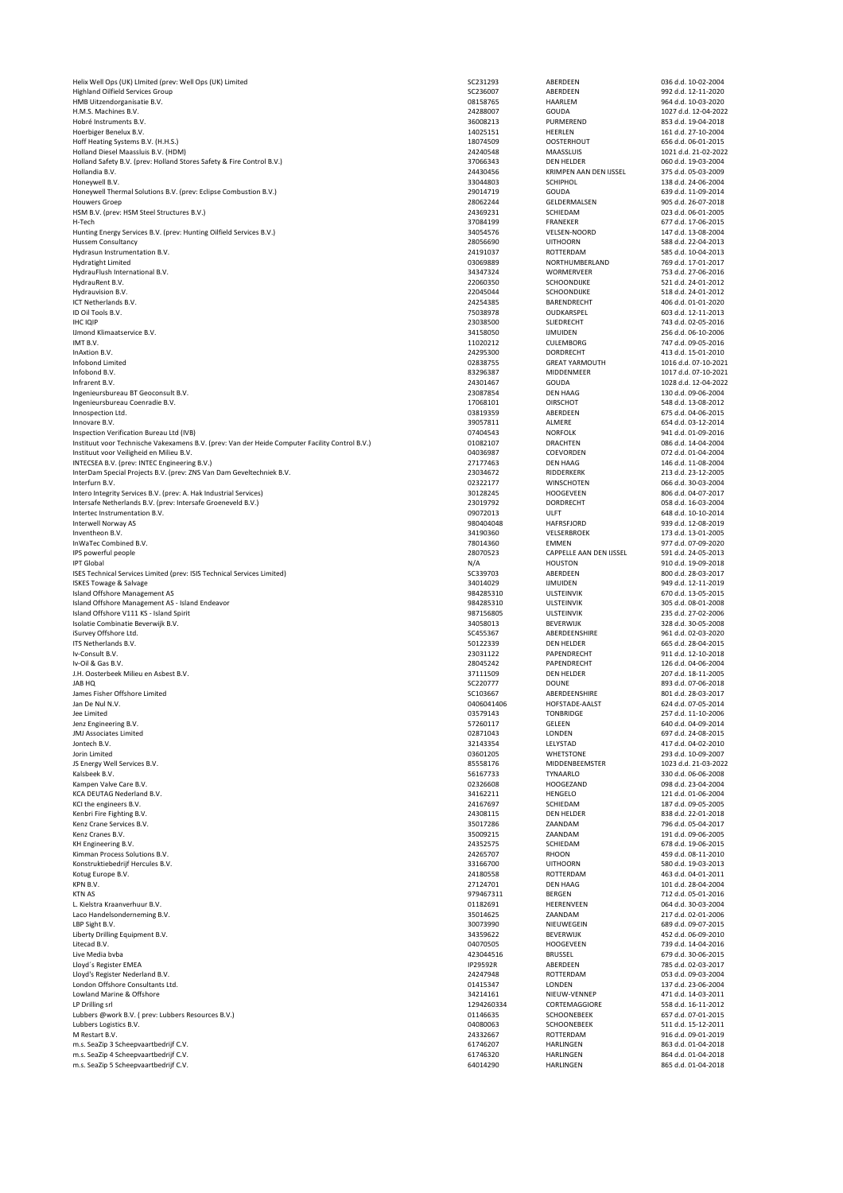| | | | |
|---|---|---|---|
| Helix Well Ops (UK) LImited (prev: Well Ops (UK) Limited | SC231293 | ABERDEEN | 036 d.d. 10-02-2004 |
| Highland Oilfield Services Group | SC236007 | ABERDEEN | 992 d.d. 12-11-2020 |
| HMB Uitzendorganisatie B.V. | 08158765 | HAARLEM | 964 d.d. 10-03-2020 |
| H.M.S. Machines B.V. | 24288007 | GOUDA | 1027 d.d. 12-04-2022 |
| Hobré Instruments B.V. | 36008213 | PURMEREND | 853 d.d. 19-04-2018 |
| Hoerbiger Benelux B.V. | 14025151 | HEERLEN | 161 d.d. 27-10-2004 |
| Hoff Heating Systems B.V. (H.H.S.) | 18074509 | OOSTERHOUT | 656 d.d. 06-01-2015 |
| Holland Diesel Maassluis B.V. (HDM) | 24240548 | MAASSLUIS | 1021 d.d. 21-02-2022 |
| Holland Safety B.V. (prev: Holland Stores Safety & Fire Control B.V.) | 37066343 | DEN HELDER | 060 d.d. 19-03-2004 |
| Hollandia B.V. | 24430456 | KRIMPEN AAN DEN IJSSEL | 375 d.d. 05-03-2009 |
| Honeywell B.V. | 33044803 | SCHIPHOL | 138 d.d. 24-06-2004 |
| Honeywell Thermal Solutions B.V. (prev: Eclipse Combustion B.V.) | 29014719 | GOUDA | 639 d.d. 11-09-2014 |
| Houwers Groep | 28062244 | GELDERMALSEN | 905 d.d. 26-07-2018 |
| HSM B.V. (prev: HSM Steel Structures B.V.) | 24369231 | SCHIEDAM | 023 d.d. 06-01-2005 |
| H-Tech | 37084199 | FRANEKER | 677 d.d. 17-06-2015 |
| Hunting Energy Services B.V. (prev: Hunting Oilfield Services B.V.) | 34054576 | VELSEN-NOORD | 147 d.d. 13-08-2004 |
| Hussem Consultancy | 28056690 | UITHOORN | 588 d.d. 22-04-2013 |
| Hydrasun Instrumentation B.V. | 24191037 | ROTTERDAM | 585 d.d. 10-04-2013 |
| Hydratight Limited | 03069889 | NORTHUMBERLAND | 769 d.d. 17-01-2017 |
| HydrauFlush International B.V. | 34347324 | WORMERVEER | 753 d.d. 27-06-2016 |
| HydrauRent B.V. | 22060350 | SCHOONDIJKE | 521 d.d. 24-01-2012 |
| Hydrauvision B.V. | 22045044 | SCHOONDIJKE | 518 d.d. 24-01-2012 |
| ICT Netherlands B.V. | 24254385 | BARENDRECHT | 406 d.d. 01-01-2020 |
| ID Oil Tools B.V. | 75038978 | OUDKARSPEL | 603 d.d. 12-11-2013 |
| IHC IQIP | 23038500 | SLIEDRECHT | 743 d.d. 02-05-2016 |
| IJmond Klimaatservice B.V. | 34158050 | IJMUIDEN | 256 d.d. 06-10-2006 |
| IMT B.V. | 11020212 | CULEMBORG | 747 d.d. 09-05-2016 |
| InAxtion B.V. | 24295300 | DORDRECHT | 413 d.d. 15-01-2010 |
| Infobond Limited | 02838755 | GREAT YARMOUTH | 1016 d.d. 07-10-2021 |
| Infobond B.V. | 83296387 | MIDDENMEER | 1017 d.d. 07-10-2021 |
| Infrarent B.V. | 24301467 | GOUDA | 1028 d.d. 12-04-2022 |
| Ingenieursbureau BT Geoconsult B.V. | 23087854 | DEN HAAG | 130 d.d. 09-06-2004 |
| Ingenieursbureau Coenradie B.V. | 17068101 | OIRSCHOT | 548 d.d. 13-08-2012 |
| Innospection Ltd. | 03819359 | ABERDEEN | 675 d.d. 04-06-2015 |
| Innovare B.V. | 39057811 | ALMERE | 654 d.d. 03-12-2014 |
| Inspection Verification Bureau Ltd (IVB) | 07404543 | NORFOLK | 941 d.d. 01-09-2016 |
| Instituut voor Technische Vakexamens B.V. (prev: Van der Heide Computer Facility Control B.V.) | 01082107 | DRACHTEN | 086 d.d. 14-04-2004 |
| Instituut voor Veiligheid en Milieu B.V. | 04036987 | COEVORDEN | 072 d.d. 01-04-2004 |
| INTECSEA B.V. (prev: INTEC Engineering B.V.) | 27177463 | DEN HAAG | 146 d.d. 11-08-2004 |
| InterDam Special Projects B.V. (prev: ZNS Van Dam Geveltechniek B.V. | 23034672 | RIDDERKERK | 213 d.d. 23-12-2005 |
| Interfurn B.V. | 02322177 | WINSCHOTEN | 066 d.d. 30-03-2004 |
| Intero Integrity Services B.V. (prev: A. Hak Industrial Services) | 30128245 | HOOGEVEEN | 806 d.d. 04-07-2017 |
| Intersafe Netherlands B.V. (prev: Intersafe Groeneveld B.V.) | 23019792 | DORDRECHT | 058 d.d. 16-03-2004 |
| Intertec Instrumentation B.V. | 09072013 | ULFT | 648 d.d. 10-10-2014 |
| Interwell Norway AS | 980404048 | HAFRSFJORD | 939 d.d. 12-08-2019 |
| Inventheon B.V. | 34190360 | VELSERBROEK | 173 d.d. 13-01-2005 |
| InWaTec Combined B.V. | 78014360 | EMMEN | 977 d.d. 07-09-2020 |
| IPS powerful people | 28070523 | CAPPELLE AAN DEN IJSSEL | 591 d.d. 24-05-2013 |
| IPT Global | N/A | HOUSTON | 910 d.d. 19-09-2018 |
| ISES Technical Services Limited (prev: ISIS Technical Services Limited) | SC339703 | ABERDEEN | 800 d.d. 28-03-2017 |
| ISKES Towage & Salvage | 34014029 | IJMUIDEN | 949 d.d. 12-11-2019 |
| Island Offshore Management AS | 984285310 | ULSTEINVIK | 670 d.d. 13-05-2015 |
| Island Offshore Management AS - Island Endeavor | 984285310 | ULSTEINVIK | 305 d.d. 08-01-2008 |
| Island Offshore V111 KS - Island Spirit | 987156805 | ULSTEINVIK | 235 d.d. 27-02-2006 |
| Isolatie Combinatie Beverwijk B.V. | 34058013 | BEVERWIJK | 328 d.d. 30-05-2008 |
| iSurvey Offshore Ltd. | SC455367 | ABERDEENSHIRE | 961 d.d. 02-03-2020 |
| ITS Netherlands B.V. | 50122339 | DEN HELDER | 665 d.d. 28-04-2015 |
| Iv-Consult B.V. | 23031122 | PAPENDRECHT | 911 d.d. 12-10-2018 |
| Iv-Oil & Gas B.V. | 28045242 | PAPENDRECHT | 126 d.d. 04-06-2004 |
| J.H. Oosterbeek Milieu en Asbest B.V. | 37111509 | DEN HELDER | 207 d.d. 18-11-2005 |
| JAB HQ | SC220777 | DOUNE | 893 d.d. 07-06-2018 |
| James Fisher Offshore Limited | SC103667 | ABERDEENSHIRE | 801 d.d. 28-03-2017 |
| Jan De Nul N.V. | 0406041406 | HOFSTADE-AALST | 624 d.d. 07-05-2014 |
| Jee Limited | 03579143 | TONBRIDGE | 257 d.d. 11-10-2006 |
| Jenz Engineering B.V. | 57260117 | GELEEN | 640 d.d. 04-09-2014 |
| JMJ Associates Limited | 02871043 | LONDEN | 697 d.d. 24-08-2015 |
| Jontech B.V. | 32143354 | LELYSTAD | 417 d.d. 04-02-2010 |
| Jorin Limited | 03601205 | WHETSTONE | 293 d.d. 10-09-2007 |
| JS Energy Well Services B.V. | 85558176 | MIDDENBEEMSTER | 1023 d.d. 21-03-2022 |
| Kalsbeek B.V. | 56167733 | TYNAARLO | 330 d.d. 06-06-2008 |
| Kampen Valve Care B.V. | 02326608 | HOOGEZAND | 098 d.d. 23-04-2004 |
| KCA DEUTAG Nederland B.V. | 34162211 | HENGELO | 121 d.d. 01-06-2004 |
| KCI the engineers B.V. | 24167697 | SCHIEDAM | 187 d.d. 09-05-2005 |
| Kenbri Fire Fighting B.V. | 24308115 | DEN HELDER | 838 d.d. 22-01-2018 |
| Kenz Crane Services B.V. | 35017286 | ZAANDAM | 796 d.d. 05-04-2017 |
| Kenz Cranes B.V. | 35009215 | ZAANDAM | 191 d.d. 09-06-2005 |
| KH Engineering B.V. | 24352575 | SCHIEDAM | 678 d.d. 19-06-2015 |
| Kimman Process Solutions B.V. | 24265707 | RHOON | 459 d.d. 08-11-2010 |
| Konstruktiebedrijf Hercules B.V. | 33166700 | UITHOORN | 580 d.d. 19-03-2013 |
| Kotug Europe B.V. | 24180558 | ROTTERDAM | 463 d.d. 04-01-2011 |
| KPN B.V. | 27124701 | DEN HAAG | 101 d.d. 28-04-2004 |
| KTN AS | 979467311 | BERGEN | 712 d.d. 05-01-2016 |
| L. Kielstra Kraanverhuur B.V. | 01182691 | HEERENVEEN | 064 d.d. 30-03-2004 |
| Laco Handelsonderneming B.V. | 35014625 | ZAANDAM | 217 d.d. 02-01-2006 |
| LBP Sight B.V. | 30073990 | NIEUWEGEIN | 689 d.d. 09-07-2015 |
| Liberty Drilling Equipment B.V. | 34359622 | BEVERWIJK | 452 d.d. 06-09-2010 |
| Litecad B.V. | 04070505 | HOOGEVEEN | 739 d.d. 14-04-2016 |
| Live Media bvba | 423044516 | BRUSSEL | 679 d.d. 30-06-2015 |
| Lloyd´s Register EMEA | IP29592R | ABERDEEN | 785 d.d. 02-03-2017 |
| Lloyd's Register Nederland B.V. | 24247948 | ROTTERDAM | 053 d.d. 09-03-2004 |
| London Offshore Consultants Ltd. | 01415347 | LONDEN | 137 d.d. 23-06-2004 |
| Lowland Marine & Offshore | 34214161 | NIEUW-VENNEP | 471 d.d. 14-03-2011 |
| LP Drilling srl | 1294260334 | CORTEMAGGIORE | 558 d.d. 16-11-2012 |
| Lubbers @work B.V. ( prev: Lubbers Resources B.V.) | 01146635 | SCHOONEBEEK | 657 d.d. 07-01-2015 |
| Lubbers Logistics B.V. | 04080063 | SCHOONEBEEK | 511 d.d. 15-12-2011 |
| M Restart B.V. | 24332667 | ROTTERDAM | 916 d.d. 09-01-2019 |
| m.s. SeaZip 3 Scheepvaartbedrijf C.V. | 61746207 | HARLINGEN | 863 d.d. 01-04-2018 |
| m.s. SeaZip 4 Scheepvaartbedrijf C.V. | 61746320 | HARLINGEN | 864 d.d. 01-04-2018 |
| m.s. SeaZip 5 Scheepvaartbedrijf C.V. | 64014290 | HARLINGEN | 865 d.d. 01-04-2018 |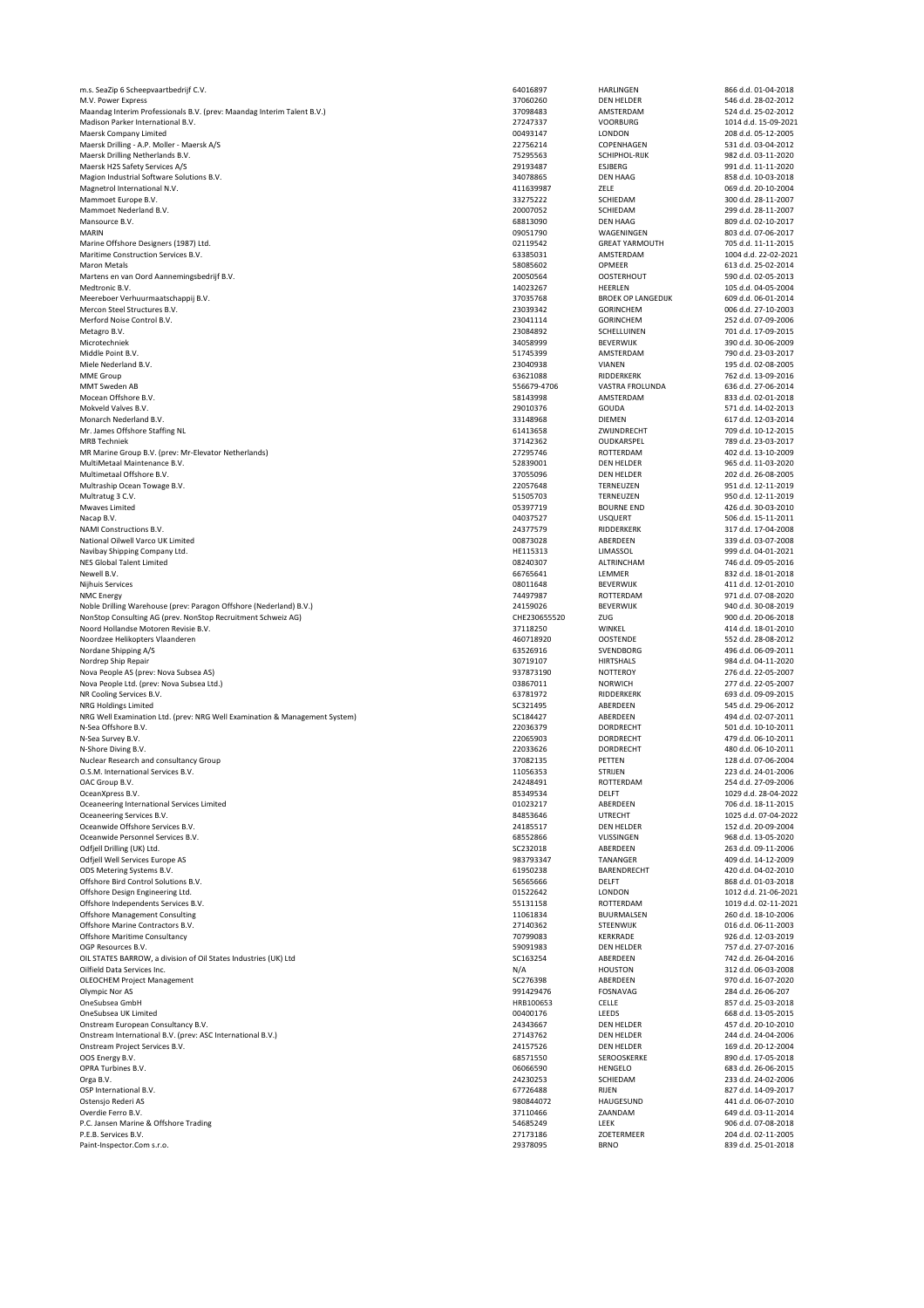| | | | |
|---|---|---|---|
| m.s. SeaZip 6 Scheepvaartbedrijf C.V. | 64016897 | HARLINGEN | 866 d.d. 01-04-2018 |
| M.V. Power Express | 37060260 | DEN HELDER | 546 d.d. 28-02-2012 |
| Maandag Interim Professionals B.V. (prev: Maandag Interim Talent B.V.) | 37098483 | AMSTERDAM | 524 d.d. 25-02-2012 |
| Madison Parker International B.V. | 27247337 | VOORBURG | 1014 d.d. 15-09-2021 |
| Maersk Company Limited | 00493147 | LONDON | 208 d.d. 05-12-2005 |
| Maersk Drilling - A.P. Moller - Maersk A/S | 22756214 | COPENHAGEN | 531 d.d. 03-04-2012 |
| Maersk Drilling Netherlands B.V. | 75295563 | SCHIPHOL-RIJK | 982 d.d. 03-11-2020 |
| Maersk H2S Safety Services A/S | 29193487 | ESJBERG | 991 d.d. 11-11-2020 |
| Magion Industrial Software Solutions B.V. | 34078865 | DEN HAAG | 858 d.d. 10-03-2018 |
| Magnetrol International N.V. | 411639987 | ZELE | 069 d.d. 20-10-2004 |
| Mammoet Europe B.V. | 33275222 | SCHIEDAM | 300 d.d. 28-11-2007 |
| Mammoet Nederland B.V. | 20007052 | SCHIEDAM | 299 d.d. 28-11-2007 |
| Mansource B.V. | 68813090 | DEN HAAG | 809 d.d. 02-10-2017 |
| MARIN | 09051790 | WAGENINGEN | 803 d.d. 07-06-2017 |
| Marine Offshore Designers (1987) Ltd. | 02119542 | GREAT YARMOUTH | 705 d.d. 11-11-2015 |
| Maritime Construction Services B.V. | 63385031 | AMSTERDAM | 1004 d.d. 22-02-2021 |
| Maron Metals | 58085602 | OPMEER | 613 d.d. 25-02-2014 |
| Martens en van Oord Aannemingsbedrijf B.V. | 20050564 | OOSTERHOUT | 590 d.d. 02-05-2013 |
| Medtronic B.V. | 14023267 | HEERLEN | 105 d.d. 04-05-2004 |
| Meereboer Verhuurmaatschappij B.V. | 37035768 | BROEK OP LANGEDIJK | 609 d.d. 06-01-2014 |
| Mercon Steel Structures B.V. | 23039342 | GORINCHEM | 006 d.d. 27-10-2003 |
| Merford Noise Control B.V. | 23041114 | GORINCHEM | 252 d.d. 07-09-2006 |
| Metagro B.V. | 23084892 | SCHELLUINEN | 701 d.d. 17-09-2015 |
| Microtechniek | 34058999 | BEVERWIJK | 390 d.d. 30-06-2009 |
| Middle Point B.V. | 51745399 | AMSTERDAM | 790 d.d. 23-03-2017 |
| Miele Nederland B.V. | 23040938 | VIANEN | 195 d.d. 02-08-2005 |
| MME Group | 63621088 | RIDDERKERK | 762 d.d. 13-09-2016 |
| MMT Sweden AB | 556679-4706 | VASTRA FROLUNDA | 636 d.d. 27-06-2014 |
| Mocean Offshore B.V. | 58143998 | AMSTERDAM | 833 d.d. 02-01-2018 |
| Mokveld Valves B.V. | 29010376 | GOUDA | 571 d.d. 14-02-2013 |
| Monarch Nederland B.V. | 33148968 | DIEMEN | 617 d.d. 12-03-2014 |
| Mr. James Offshore Staffing NL | 61413658 | ZWIJNDRECHT | 709 d.d. 10-12-2015 |
| MRB Techniek | 37142362 | OUDKARSPEL | 789 d.d. 23-03-2017 |
| MR Marine Group B.V. (prev: Mr-Elevator Netherlands) | 27295746 | ROTTERDAM | 402 d.d. 13-10-2009 |
| MultiMetaal Maintenance B.V. | 52839001 | DEN HELDER | 965 d.d. 11-03-2020 |
| Multimetaal Offshore B.V. | 37055096 | DEN HELDER | 202 d.d. 26-08-2005 |
| Multraship Ocean Towage B.V. | 22057648 | TERNEUZEN | 951 d.d. 12-11-2019 |
| Multratug 3 C.V. | 51505703 | TERNEUZEN | 950 d.d. 12-11-2019 |
| Mwaves Limited | 05397719 | BOURNE END | 426 d.d. 30-03-2010 |
| Nacap B.V. | 04037527 | USQUERT | 506 d.d. 15-11-2011 |
| NAMI Constructions B.V. | 24377579 | RIDDERKERK | 317 d.d. 17-04-2008 |
| National Oilwell Varco UK Limited | 00873028 | ABERDEEN | 339 d.d. 03-07-2008 |
| Navibay Shipping Company Ltd. | HE115313 | LIMASSOL | 999 d.d. 04-01-2021 |
| NES Global Talent Limited | 08240307 | ALTRINCHAM | 746 d.d. 09-05-2016 |
| Newell B.V. | 66765641 | LEMMER | 832 d.d. 18-01-2018 |
| Nijhuis Services | 08011648 | BEVERWIJK | 411 d.d. 12-01-2010 |
| NMC Energy | 74497987 | ROTTERDAM | 971 d.d. 07-08-2020 |
| Noble Drilling Warehouse (prev: Paragon Offshore (Nederland) B.V.) | 24159026 | BEVERWIJK | 940 d.d. 30-08-2019 |
| NonStop Consulting AG (prev. NonStop Recruitment Schweiz AG) | CHE230655520 | ZUG | 900 d.d. 20-06-2018 |
| Noord Hollandse Motoren Revisie B.V. | 37118250 | WINKEL | 414 d.d. 18-01-2010 |
| Noordzee Helikopters Vlaanderen | 460718920 | OOSTENDE | 552 d.d. 28-08-2012 |
| Nordane Shipping A/S | 63526916 | SVENDBORG | 496 d.d. 06-09-2011 |
| Nordrep Ship Repair | 30719107 | HIRTSHALS | 984 d.d. 04-11-2020 |
| Nova People AS (prev: Nova Subsea AS) | 937873190 | NOTTEROY | 276 d.d. 22-05-2007 |
| Nova People Ltd. (prev: Nova Subsea Ltd.) | 03867011 | NORWICH | 277 d.d. 22-05-2007 |
| NR Cooling Services B.V. | 63781972 | RIDDERKERK | 693 d.d. 09-09-2015 |
| NRG Holdings Limited | SC321495 | ABERDEEN | 545 d.d. 29-06-2012 |
| NRG Well Examination Ltd. (prev: NRG Well Examination & Management System) | SC184427 | ABERDEEN | 494 d.d. 02-07-2011 |
| N-Sea Offshore B.V. | 22036379 | DORDRECHT | 501 d.d. 10-10-2011 |
| N-Sea Survey B.V. | 22065903 | DORDRECHT | 479 d.d. 06-10-2011 |
| N-Shore Diving B.V. | 22033626 | DORDRECHT | 480 d.d. 06-10-2011 |
| Nuclear Research and consultancy Group | 37082135 | PETTEN | 128 d.d. 07-06-2004 |
| O.S.M. International Services B.V. | 11056353 | STRIJEN | 223 d.d. 24-01-2006 |
| OAC Group B.V. | 24248491 | ROTTERDAM | 254 d.d. 27-09-2006 |
| OceanXpress B.V. | 85349534 | DELFT | 1029 d.d. 28-04-2022 |
| Oceaneering International Services Limited | 01023217 | ABERDEEN | 706 d.d. 18-11-2015 |
| Oceaneering Services B.V. | 84853646 | UTRECHT | 1025 d.d. 07-04-2022 |
| Oceanwide Offshore Services B.V. | 24185517 | DEN HELDER | 152 d.d. 20-09-2004 |
| Oceanwide Personnel Services B.V. | 68552866 | VLISSINGEN | 968 d.d. 13-05-2020 |
| Odfjell Drilling (UK) Ltd. | SC232018 | ABERDEEN | 263 d.d. 09-11-2006 |
| Odfjell Well Services Europe AS | 983793347 | TANANGER | 409 d.d. 14-12-2009 |
| ODS Metering Systems B.V. | 61950238 | BARENDRECHT | 420 d.d. 04-02-2010 |
| Offshore Bird Control Solutions B.V. | 56565666 | DELFT | 868 d.d. 01-03-2018 |
| Offshore Design Engineering Ltd. | 01522642 | LONDON | 1012 d.d. 21-06-2021 |
| Offshore Independents Services B.V. | 55131158 | ROTTERDAM | 1019 d.d. 02-11-2021 |
| Offshore Management Consulting | 11061834 | BUURMALSEN | 260 d.d. 18-10-2006 |
| Offshore Marine Contractors B.V. | 27140362 | STEENWIJK | 016 d.d. 06-11-2003 |
| Offshore Maritime Consultancy | 70799083 | KERKRADE | 926 d.d. 12-03-2019 |
| OGP Resources B.V. | 59091983 | DEN HELDER | 757 d.d. 27-07-2016 |
| OIL STATES BARROW, a division of Oil States Industries (UK) Ltd | SC163254 | ABERDEEN | 742 d.d. 26-04-2016 |
| Oilfield Data Services Inc. | N/A | HOUSTON | 312 d.d. 06-03-2008 |
| OLEOCHEM Project Management | SC276398 | ABERDEEN | 970 d.d. 16-07-2020 |
| Olympic Nor AS | 991429476 | FOSNAVAG | 284 d.d. 26-06-207 |
| OneSubsea GmbH | HRB100653 | CELLE | 857 d.d. 25-03-2018 |
| OneSubsea UK Limited | 00400176 | LEEDS | 668 d.d. 13-05-2015 |
| Onstream European Consultancy B.V. | 24343667 | DEN HELDER | 457 d.d. 20-10-2010 |
| Onstream International B.V. (prev: ASC International B.V.) | 27143762 | DEN HELDER | 244 d.d. 24-04-2006 |
| Onstream Project Services B.V. | 24157526 | DEN HELDER | 169 d.d. 20-12-2004 |
| OOS Energy B.V. | 68571550 | SEROOSKERKE | 890 d.d. 17-05-2018 |
| OPRA Turbines B.V. | 06066590 | HENGELO | 683 d.d. 26-06-2015 |
| Orga B.V. | 24230253 | SCHIEDAM | 233 d.d. 24-02-2006 |
| OSP International B.V. | 67726488 | RIJEN | 827 d.d. 14-09-2017 |
| Ostensjo Rederi AS | 980844072 | HAUGESUND | 441 d.d. 06-07-2010 |
| Overdie Ferro B.V. | 37110466 | ZAANDAM | 649 d.d. 03-11-2014 |
| P.C. Jansen Marine & Offshore Trading | 54685249 | LEEK | 906 d.d. 07-08-2018 |
| P.E.B. Services B.V. | 27173186 | ZOETERMEER | 204 d.d. 02-11-2005 |
| Paint-Inspector.Com s.r.o. | 29378095 | BRNO | 839 d.d. 25-01-2018 |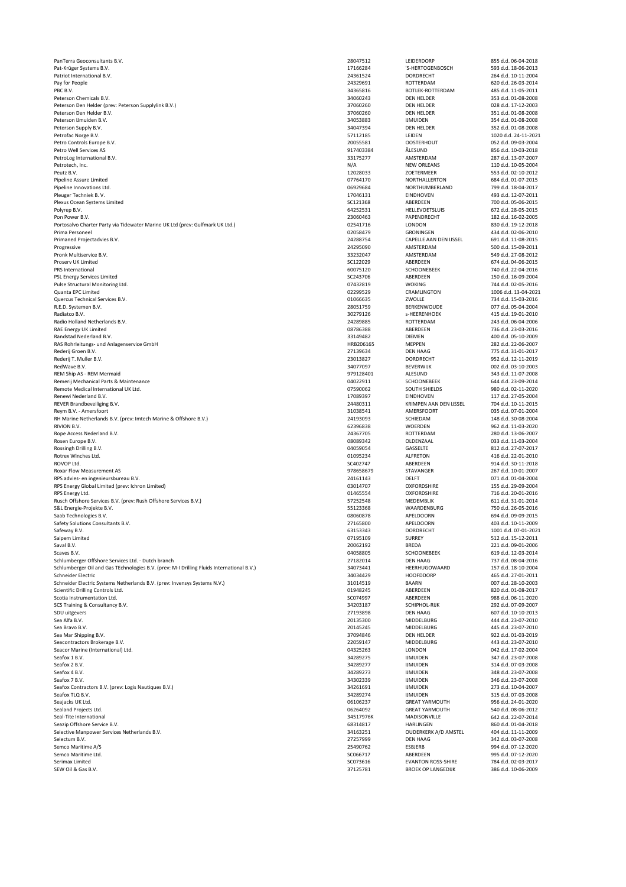| | | | |
|---|---|---|---|
| PanTerra Geoconsultants B.V. | 28047512 | LEIDERDORP | 855 d.d. 06-04-2018 |
| Pat-Krüger Systems B.V. | 17166284 | 'S-HERTOGENBOSCH | 593 d.d. 18-06-2013 |
| Patriot International B.V. | 24361524 | DORDRECHT | 264 d.d. 10-11-2004 |
| Pay for People | 24329691 | ROTTERDAM | 620 d.d. 26-03-2014 |
| PBC B.V. | 34365816 | BOTLEK-ROTTERDAM | 485 d.d. 11-05-2011 |
| Peterson Chemicals B.V. | 34060243 | DEN HELDER | 353 d.d. 01-08-2008 |
| Peterson Den Helder (prev: Peterson Supplylink B.V.) | 37060260 | DEN HELDER | 028 d.d. 17-12-2003 |
| Peterson Den Helder B.V. | 37060260 | DEN HELDER | 351 d.d. 01-08-2008 |
| Peterson IJmuiden B.V. | 34053883 | IJMUIDEN | 354 d.d. 01-08-2008 |
| Peterson Supply B.V. | 34047394 | DEN HELDER | 352 d.d. 01-08-2008 |
| Petrofac Norge B.V. | 57112185 | LEIDEN | 1020 d.d. 24-11-2021 |
| Petro Controls Europe B.V. | 20055581 | OOSTERHOUT | 052 d.d. 09-03-2004 |
| Petro Well Services AS | 917403384 | ÅLESUND | 856 d.d. 10-03-2018 |
| PetroLog International B.V. | 33175277 | AMSTERDAM | 287 d.d. 13-07-2007 |
| Petrotech, Inc. | N/A | NEW ORLEANS | 110 d.d. 10-05-2004 |
| Peutz B.V. | 12028033 | ZOETERMEER | 553 d.d. 02-10-2012 |
| Pipeline Assure Limited | 07764170 | NORTHALLERTON | 684 d.d. 01-07-2015 |
| Pipeline Innovations Ltd. | 06929684 | NORTHUMBERLAND | 799 d.d. 18-04-2017 |
| Pleuger Techniek B. V. | 17046131 | EINDHOVEN | 493 d.d. 12-07-2011 |
| Plexus Ocean Systems Limited | SC121368 | ABERDEEN | 700 d.d. 05-06-2015 |
| Polyrep B.V. | 64252531 | HELLEVOETSLUIS | 672 d.d. 28-05-2015 |
| Pon Power B.V. | 23060463 | PAPENDRECHT | 182 d.d. 16-02-2005 |
| Portosalvo Charter Party via Tidewater Marine UK Ltd (prev: Gulfmark UK Ltd.) | 02541716 | LONDON | 830 d.d. 19-12-2018 |
| Prima Personeel | 02058479 | GRONINGEN | 434 d.d. 02-06-2010 |
| Primaned Projectadvies B.V. | 24288754 | CAPELLE AAN DEN IJSSEL | 691 d.d. 11-08-2015 |
| Progressive | 24295090 | AMSTERDAM | 500 d.d. 15-09-2011 |
| Pronk Multiservice B.V. | 33232047 | AMSTERDAM | 549 d.d. 27-08-2012 |
| Proserv UK Limited | SC122029 | ABERDEEN | 674 d.d. 04-06-2015 |
| PRS International | 60075120 | SCHOONEBEEK | 740 d.d. 22-04-2016 |
| PSL Energy Services Limited | SC243706 | ABERDEEN | 150 d.d. 16-09-2004 |
| Pulse Structural Monitoring Ltd. | 07432819 | WOKING | 744 d.d. 02-05-2016 |
| Quanta EPC Limited | 02299529 | CRAMLINGTON | 1006 d.d. 13-04-2021 |
| Quercus Technical Services B.V. | 01066635 | ZWOLLE | 734 d.d. 15-03-2016 |
| R.E.D. Systemen B.V. | 28051759 | BERKENWOUDE | 077 d.d. 05-04-2004 |
| Radiatco B.V. | 30279126 | s-HEERENHOEK | 415 d.d. 19-01-2010 |
| Radio Holland Netherlands B.V. | 24289885 | ROTTERDAM | 243 d.d. 06-04-2006 |
| RAE Energy UK Limited | 08786388 | ABERDEEN | 736 d.d. 23-03-2016 |
| Randstad Nederland B.V. | 33149482 | DIEMEN | 400 d.d. 05-10-2009 |
| RAS Rohrleitungs- und Anlagenservice GmbH | HRB206165 | MEPPEN | 282 d.d. 22-06-2007 |
| Rederij Groen B.V. | 27139634 | DEN HAAG | 775 d.d. 31-01-2017 |
| Rederij T. Muller B.V. | 23013827 | DORDRECHT | 952 d.d. 12-11-2019 |
| RedWave B.V. | 34077097 | BEVERWIJK | 002 d.d. 03-10-2003 |
| REM Ship AS - REM Mermaid | 979128401 | ALESUND | 343 d.d. 11-07-2008 |
| Remerij Mechanical Parts & Maintenance | 04022911 | SCHOONEBEEK | 644 d.d. 23-09-2014 |
| Remote Medical International UK Ltd. | 07590062 | SOUTH SHIELDS | 980 d.d. 02-11-2020 |
| Renewi Nederland B.V. | 17089397 | EINDHOVEN | 117 d.d. 27-05-2004 |
| REVER Brandbeveiliging B.V. | 24480311 | KRIMPEN AAN DEN IJSSEL | 704 d.d. 10-11-2015 |
| Reym B.V. - Amersfoort | 31038541 | AMERSFOORT | 035 d.d. 07-01-2004 |
| RH Marine Netherlands B.V. (prev: Imtech Marine & Offshore B.V.) | 24193093 | SCHIEDAM | 148 d.d. 30-08-2004 |
| RIVION B.V. | 62396838 | WOERDEN | 962 d.d. 11-03-2020 |
| Rope Access Nederland B.V. | 24367705 | ROTTERDAM | 280 d.d. 13-06-2007 |
| Rosen Europe B.V. | 08089342 | OLDENZAAL | 033 d.d. 11-03-2004 |
| Rossingh Drilling B.V. | 04059054 | GASSELTE | 812 d.d. 27-07-2017 |
| Rotrex Winches Ltd. | 01095234 | ALFRETON | 416 d.d. 22-01-2010 |
| ROVOP Ltd. | SC402747 | ABERDEEN | 914 d.d. 30-11-2018 |
| Roxar Flow Measurement AS | 978658679 | STAVANGER | 267 d.d. 10-01-2007 |
| RPS advies- en ingenieursbureau B.V. | 24161143 | DELFT | 071 d.d. 01-04-2004 |
| RPS Energy Global Limited (prev: Ichron Limited) | 03014707 | OXFORDSHIRE | 155 d.d. 29-09-2004 |
| RPS Energy Ltd. | 01465554 | OXFORDSHIRE | 716 d.d. 20-01-2016 |
| Rusch Offshore Services B.V. (prev: Rush Offshore Services B.V.) | 57252548 | MEDEMBLIK | 611 d.d. 31-01-2014 |
| S&L Energie-Projekte B.V. | 55123368 | WAARDENBURG | 750 d.d. 26-05-2016 |
| Saab Technologies B.V. | 08060878 | APELDOORN | 694 d.d. 09-09-2015 |
| Safety Solutions Consultants B.V. | 27165800 | APELDOORN | 403 d.d. 10-11-2009 |
| Safeway B.V. | 63153343 | DORDRECHT | 1001 d.d. 07-01-2021 |
| Saipem Limited | 07195109 | SURREY | 512 d.d. 15-12-2011 |
| Saval B.V. | 20062192 | BREDA | 221 d.d. 09-01-2006 |
| Scaves B.V. | 04058805 | SCHOONEBEEK | 619 d.d. 12-03-2014 |
| Schlumberger Offshore Services Ltd. - Dutch branch | 27182014 | DEN HAAG | 737 d.d. 08-04-2016 |
| Schlumberger Oil and Gas TEchnologies B.V. (prev: M-I Drilling Fluids International B.V.) | 34073441 | HEERHUGOWAARD | 157 d.d. 18-10-2004 |
| Schneider Electric | 34034429 | HOOFDDORP | 465 d.d. 27-01-2011 |
| Schneider Electric Systems Netherlands B.V. (prev: Invensys Systems N.V.) | 31014519 | BAARN | 007 d.d. 28-10-2003 |
| Scientific Drilling Controls Ltd. | 01948245 | ABERDEEN | 820 d.d. 01-08-2017 |
| Scotia Instrumentation Ltd. | SC074997 | ABERDEEN | 988 d.d. 06-11-2020 |
| SCS Training & Consultancy B.V. | 34203187 | SCHIPHOL-RIJK | 292 d.d. 07-09-2007 |
| SDU uitgevers | 27193898 | DEN HAAG | 607 d.d. 10-10-2013 |
| Sea Alfa B.V. | 20135300 | MIDDELBURG | 444 d.d. 23-07-2010 |
| Sea Bravo B.V. | 20145245 | MIDDELBURG | 445 d.d. 23-07-2010 |
| Sea Mar Shipping B.V. | 37094846 | DEN HELDER | 922 d.d. 01-03-2019 |
| Seacontractors Brokerage B.V. | 22059147 | MIDDELBURG | 443 d.d. 23-07-2010 |
| Seacor Marine (International) Ltd. | 04325263 | LONDON | 042 d.d. 17-02-2004 |
| Seafox 1 B.V. | 34289275 | IJMUIDEN | 347 d.d. 23-07-2008 |
| Seafox 2 B.V. | 34289277 | IJMUIDEN | 314 d.d. 07-03-2008 |
| Seafox 4 B.V. | 34289273 | IJMUIDEN | 348 d.d. 23-07-2008 |
| Seafox 7 B.V. | 34302339 | IJMUIDEN | 346 d.d. 23-07-2008 |
| Seafox Contractors B.V. (prev: Logis Nautiques B.V.) | 34261691 | IJMUIDEN | 273 d.d. 10-04-2007 |
| Seafox TLQ B.V. | 34289274 | IJMUIDEN | 315 d.d. 07-03-2008 |
| Seajacks UK Ltd. | 06106237 | GREAT YARMOUTH | 956 d.d. 24-01-2020 |
| Sealand Projects Ltd. | 06264092 | GREAT YARMOUTH | 540 d.d. 08-06-2012 |
| Seal-Tite International | 34517976K | MADISONVILLE | 642 d.d. 22-07-2014 |
| Seazip Offshore Service B.V. | 68314817 | HARLINGEN | 860 d.d. 01-04-2018 |
| Selective Manpower Services Netherlands B.V. | 34163251 | OUDERKERK A/D AMSTEL | 404 d.d. 11-11-2009 |
| Selectum B.V. | 27257999 | DEN HAAG | 342 d.d. 03-07-2008 |
| Semco Maritime A/S | 25490762 | ESBJERG | 994 d.d. 07-12-2020 |
| Semco Maritime Ltd. | SC066717 | ABERDEEN | 995 d.d. 07-12-2020 |
| Serimax Limited | SC073616 | EVANTON ROSS-SHIRE | 784 d.d. 02-03-2017 |
| SEW Oil & Gas B.V. | 37125781 | BROEK OP LANGEDIJK | 386 d.d. 10-06-2009 |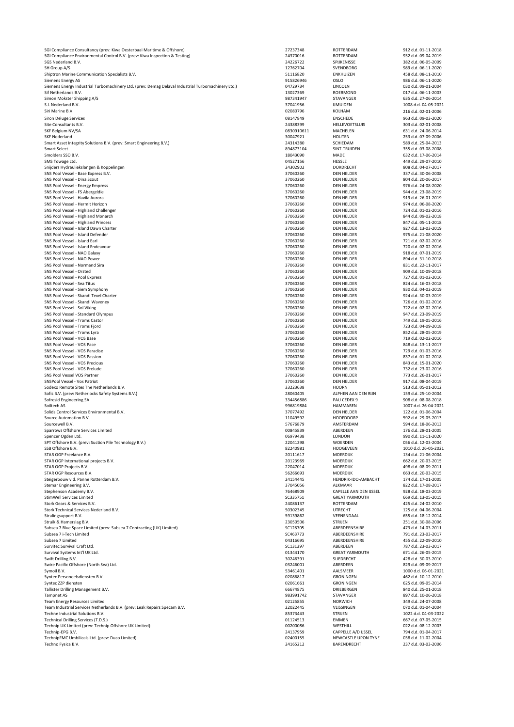| | | | |
|---|---|---|---|
| SGI Compliance Consultancy (prev: Kiwa Oesterbaai Maritime & Offshore) | 27237348 | ROTTERDAM | 912 d.d. 01-11-2018 |
| SGI Compliance Environmental Control B.V. (prev: Kiwa Inspection & Testing) | 24370016 | ROTTERDAM | 932 d.d. 09-04-2019 |
| SGS Nederland B.V. | 24226722 | SPIJKENISSE | 382 d.d. 06-05-2009 |
| SH Group A/S | 12762704 | SVENDBORG | 989 d.d. 06-11-2020 |
| Shiptron Marine Communication Specialists B.V. | 51116820 | ENKHUIZEN | 458 d.d. 08-11-2010 |
| Siemens Energy AS | 915826946 | OSLO | 986 d.d. 06-11-2020 |
| Siemens Energy Industrial Turbomachinery Ltd. (prev: Demag Delaval Industrial Turbomachinery Ltd.) | 04729734 | LINCOLN | 030 d.d. 09-01-2004 |
| Sif Netherlands B.V. | 13027369 | ROERMOND | 017 d.d. 06-11-2003 |
| Simon Mokster Shipping A/S | 987341947 | STAVANGER | 635 d.d. 27-06-2014 |
| S.I. Nederland B.V. | 37041956 | IJMUIDEN | 1008 d.d. 04-05-2021 |
| Siri Marine B.V. | 02080796 | KOLHAM | 216 d.d. 02-01-2006 |
| Siron Deluge Services | 08147849 | ENSCHEDE | 963 d.d. 09-03-2020 |
| Site Consultants B.V. | 24388399 | HELLEVOETSLUIS | 303 d.d. 02-01-2008 |
| SKF Belgium NV/SA | 0830910611 | MACHELEN | 631 d.d. 24-06-2014 |
| SKF Nederland | 30047921 | HOUTEN | 253 d.d. 07-09-2006 |
| Smart Asset Integrity Solutions B.V. (prev: Smart Engineering B.V.) | 24314380 | SCHIEDAM | 589 d.d. 25-04-2013 |
| Smart Select | 894873104 | SINT-TRUIDEN | 355 d.d. 03-08-2008 |
| Smolders SSO B.V. | 18043090 | MADE | 632 d.d. 17-06-2014 |
| SMS Towage Ltd. | 04527156 | HESSLE | 449 d.d. 29-07-2010 |
| Snijders Hydrauliekslangen & Koppelingen | 24302902 | DORDRECHT | 808 d.d. 04-07-2017 |
| SNS Pool Vessel - Base Express B.V. | 37060260 | DEN HELDER | 337 d.d. 30-06-2008 |
| SNS Pool Vessel - Dina Scout | 37060260 | DEN HELDER | 804 d.d. 20-06-2017 |
| SNS Pool Vessel - Energy Empress | 37060260 | DEN HELDER | 976 d.d. 24-08-2020 |
| SNS Pool Vessel - FS Abergeldie | 37060260 | DEN HELDER | 944 d.d. 23-08-2019 |
| SNS Pool Vessel - Havila Aurora | 37060260 | DEN HELDER | 919 d.d. 26-01-2019 |
| SNS Pool Vessel - Hermit Horizon | 37060260 | DEN HELDER | 974 d.d. 06-08-2020 |
| SNS Pool Vessel - Highland Challenger | 37060260 | DEN HELDER | 724 d.d. 01-02-2016 |
| SNS Pool Vessel - Highland Monarch | 37060260 | DEN HELDER | 844 d.d. 09-02-2018 |
| SNS Pool Vessel - Highland Princess | 37060260 | DEN HELDER | 847 d.d. 05-11-2018 |
| SNS Pool Vessel - Island Dawn Charter | 37060260 | DEN HELDER | 927 d.d. 13-03-2019 |
| SNS Pool Vessel - Island Defender | 37060260 | DEN HELDER | 975 d.d. 21-08-2020 |
| SNS Pool Vessel - Island Earl | 37060260 | DEN HELDER | 721 d.d. 02-02-2016 |
| SNS Pool Vessel - Island Endeavour | 37060260 | DEN HELDER | 720 d.d. 02-02-2016 |
| SNS Pool Vessel - NAO Galaxy | 37060260 | DEN HELDER | 918 d.d. 07-01-2019 |
| SNS Pool Vessel - NAO Power | 37060260 | DEN HELDER | 894 d.d. 31-10-2018 |
| SNS Pool Vessel - Normand Sira | 37060260 | DEN HELDER | 831 d.d. 22-11-2017 |
| SNS Pool Vessel - Orsted | 37060260 | DEN HELDER | 909 d.d. 10-09-2018 |
| SNS Pool Vessel - Pool Express | 37060260 | DEN HELDER | 727 d.d. 01-02-2016 |
| SNS Pool Vessel - Sea Titus | 37060260 | DEN HELDER | 824 d.d. 16-03-2018 |
| SNS Pool Vessel - Siem Symphony | 37060260 | DEN HELDER | 930 d.d. 04-02-2019 |
| SNS Pool Vessel - Skandi Texel Charter | 37060260 | DEN HELDER | 924 d.d. 30-03-2019 |
| SNS Pool Vessel - Skandi Waveney | 37060260 | DEN HELDER | 726 d.d. 01-02-2016 |
| SNS Pool Vessel - Sol Viking | 37060260 | DEN HELDER | 722 d.d. 02-02-2016 |
| SNS Pool Vessel - Standard Olympus | 37060260 | DEN HELDER | 947 d.d. 23-09-2019 |
| SNS Pool Vessel - Troms Castor | 37060260 | DEN HELDER | 749 d.d. 19-05-2016 |
| SNS Pool Vessel - Troms Fjord | 37060260 | DEN HELDER | 723 d.d. 04-09-2018 |
| SNS Pool Vessel - Troms Lyra | 37060260 | DEN HELDER | 852 d.d. 28-05-2019 |
| SNS Pool Vessel - VOS Base | 37060260 | DEN HELDER | 719 d.d. 02-02-2016 |
| SNS Pool Vessel - VOS Pace | 37060260 | DEN HELDER | 848 d.d. 13-11-2017 |
| SNS Pool Vessel - VOS Paradise | 37060260 | DEN HELDER | 729 d.d. 01-03-2016 |
| SNS Pool Vessel - VOS Passion | 37060260 | DEN HELDER | 837 d.d. 01-02-2018 |
| SNS Pool Vessel - VOS Precious | 37060260 | DEN HELDER | 843 d.d. 15-01-2020 |
| SNS Pool Vessel - VOS Prelude | 37060260 | DEN HELDER | 732 d.d. 23-02-2016 |
| SNS Pool Vessel VOS Partner | 37060260 | DEN HELDER | 773 d.d. 26-01-2017 |
| SNSPool Vessel - Vos Patriot | 37060260 | DEN HELDER | 917 d.d. 08-04-2019 |
| Sodexo Remote Sites The Netherlands B.V. | 33223638 | HOORN | 513 d.d. 05-01-2012 |
| Sofis B.V. (prev: Netherlocks Safety Systems B.V.) | 28060405 | ALPHEN AAN DEN RIJN | 159 d.d. 25-10-2004 |
| Sofresid Engineering SA | 334456886 | PAU CEDEX 9 | 908 d.d. 08-08-2018 |
| Soiltech AS | 996819884 | HAMMAREN | 1007 d.d. 26-04-2021 |
| Solids Control Services Environmental B.V. | 37077492 | DEN HELDER | 122 d.d. 01-06-2004 |
| Source Automation B.V. | 11049592 | HOOFDDORP | 592 d.d. 29-05-2013 |
| Sourcewell B.V. | 57676879 | AMSTERDAM | 594 d.d. 18-06-2013 |
| Sparrows Offshore Services Limited | 00845839 | ABERDEEN | 176 d.d. 28-01-2005 |
| Spencer Ogden Ltd. | 06979438 | LONDON | 990 d.d. 11-11-2020 |
| SPT Offshore B.V. (prev: Suction Pile Technology B.V.) | 22041298 | WOERDEN | 056 d.d. 12-03-2004 |
| SSB Offshore B.V. | 82240981 | HOOGEVEEN | 1010 d.d. 26-05-2021 |
| STAR OGP Freelance B.V. | 20111617 | MOERDIJK | 134 d.d. 21-06-2004 |
| STAR OGP International projects B.V. | 20123969 | MOERDIJK | 662 d.d. 20-03-2015 |
| STAR OGP Projects B.V. | 22047014 | MOERDIJK | 498 d.d. 08-09-2011 |
| STAR OGP Resources B.V. | 56266693 | MOERDIJK | 663 d.d. 20-03-2015 |
| Steigerbouw v.d. Panne Rotterdam B.V. | 24154445 | HENDRIK-IDO-AMBACHT | 174 d.d. 17-01-2005 |
| Stemar Engineering B.V. | 37045056 | ALKMAAR | 822 d.d. 17-08-2017 |
| Stephenson Academy B.V. | 76468909 | CAPELLE AAN DEN IJSSEL | 928 d.d. 18-03-2019 |
| StimWell Services Limited | SC335751 | GREAT YARMOUTH | 669 d.d. 13-05-2015 |
| Stork Gears & Services B.V. | 24086137 | ROTTERDAM | 425 d.d. 24-02-2010 |
| Stork Technical Services Nederland B.V. | 50302345 | UTRECHT | 125 d.d. 04-06-2004 |
| Stralingsupport B.V. | 59139862 | VEENENDAAL | 655 d.d. 18-12-2014 |
| Struik & Hamerslag B.V. | 23050506 | STRIJEN | 251 d.d. 30-08-2006 |
| Subsea 7 Blue Space Limited (prev: Subsea 7 Contracting (UK) Limited) | SC128705 | ABERDEENSHIRE | 473 d.d. 14-03-2011 |
| Subsea 7 i-Tech Limited | SC463773 | ABERDEENSHIRE | 791 d.d. 23-03-2017 |
| Subsea 7 Limited | 04316695 | ABERDEENSHIRE | 455 d.d. 22-09-2010 |
| Survitec Survival Craft Ltd. | SC131397 | ABERDEEN | 787 d.d. 23-03-2017 |
| Survival Systems Int'l UK Ltd. | 01344170 | GREAT YARMOUTH | 671 d.d. 26-05-2015 |
| Swift Drilling B.V. | 30246391 | SLIEDRECHT | 428 d.d. 30-03-2010 |
| Swire Pacific Offshore (North Sea) Ltd. | 03246001 | ABERDEEN | 829 d.d. 09-09-2017 |
| Symoil B.V. | 53461401 | AALSMEER | 1000 d.d. 06-01-2021 |
| Syntec Personeelsdiensten B V. | 02086817 | GRONINGEN | 462 d.d. 10-12-2010 |
| Syntec ZZP diensten | 02061661 | GRONINGEN | 625 d.d. 09-05-2014 |
| Tallister Drilling Management B.V. | 66674875 | DRIEBERGEN | 840 d.d. 25-01-2018 |
| Tampnet AS | 983991742 | STAVANGER | 897 d.d. 10-06-2018 |
| Team Energy Resources Limited | 02125855 | NORWICH | 349 d.d. 24-07-2008 |
| Team Industrial Services Netherlands B.V. (prev: Leak Repairs Specam B.V. | 22022445 | VLISSINGEN | 070 d.d. 01-04-2004 |
| Techne Industrial Solutions B.V. | 85373443 | STRIJEN | 1022 d.d. 04-03-2022 |
| Technical Drilling Services (T.D.S.) | 01124513 | EMMEN | 667 d.d. 07-05-2015 |
| Technip UK Limited (prev: Technip Offshore UK Limited) | 00200086 | WESTHILL | 022 d.d. 08-12-2003 |
| Technip-EPG B.V. | 24137959 | CAPPELLE A/D IJSSEL | 794 d.d. 01-04-2017 |
| TechnipFMC Umbilicals Ltd. (prev: Duco Limited) | 02400155 | NEWCASTLE UPON TYNE | 038 d.d. 11-02-2004 |
| Techno Fysica B.V. | 24165212 | BARENDRECHT | 237 d.d. 03-03-2006 |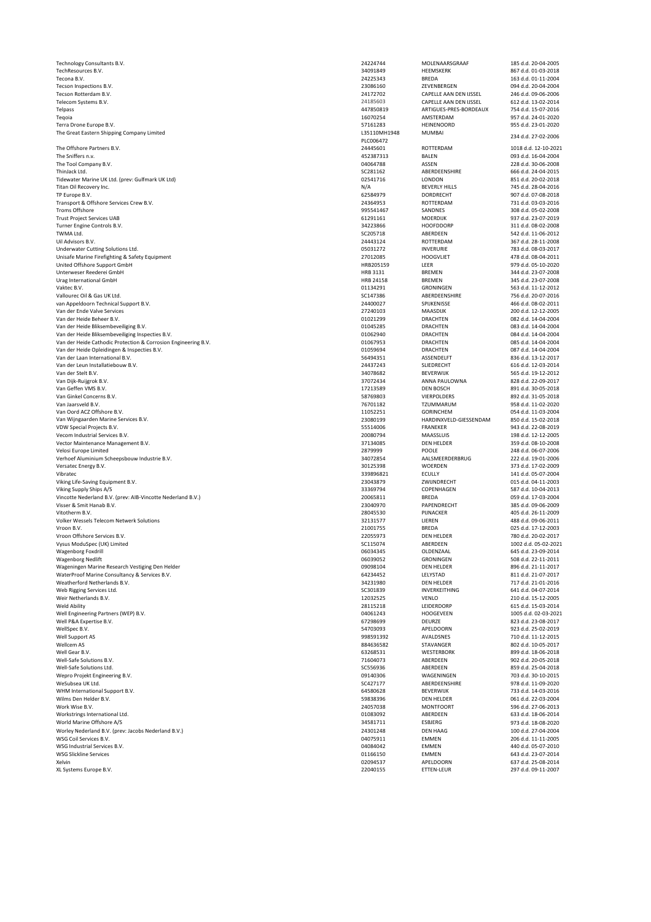| | | | |
|---|---|---|---|
| Technology Consultants B.V. | 24224744 | MOLENAARSGRAAF | 185 d.d. 20-04-2005 |
| TechResources B.V. | 34091849 | HEEMSKERK | 867 d.d. 01-03-2018 |
| Tecona B.V. | 24225343 | BREDA | 163 d.d. 01-11-2004 |
| Tecson Inspections B.V. | 23086160 | ZEVENBERGEN | 094 d.d. 20-04-2004 |
| Tecson Rotterdam B.V. | 24172702 | CAPELLE AAN DEN IJSSEL | 246 d.d. 09-06-2006 |
| Telecom Systems B.V. | 24185603 | CAPELLE AAN DEN IJSSEL | 612 d.d. 13-02-2014 |
| Telpass | 447850819 | ARTIGUES-PRES-BORDEAUX | 754 d.d. 15-07-2016 |
| Teqoia | 16070254 | AMSTERDAM | 957 d.d. 24-01-2020 |
| Terra Drone Europe B.V. | 57161283 | HEINENOORD | 955 d.d. 23-01-2020 |
| The Great Eastern Shipping Company Limited | L35110MH1948 PLC006472 | MUMBAI | 234 d.d. 27-02-2006 |
| The Offshore Partners B.V. | 24445601 | ROTTERDAM | 1018 d.d. 12-10-2021 |
| The Sniffers n.v. | 452387313 | BALEN | 093 d.d. 16-04-2004 |
| The Tool Company B.V. | 04064788 | ASSEN | 228 d.d. 30-06-2008 |
| ThinJack Ltd. | SC281162 | ABERDEENSHIRE | 666 d.d. 24-04-2015 |
| Tidewater Marine UK Ltd. (prev: Gulfmark UK Ltd) | 02541716 | LONDON | 851 d.d. 20-02-2018 |
| Titan Oil Recovery Inc. | N/A | BEVERLY HILLS | 745 d.d. 28-04-2016 |
| TP Europe B.V. | 62584979 | DORDRECHT | 907 d.d. 07-08-2018 |
| Transport & Offshore Services Crew B.V. | 24364953 | ROTTERDAM | 731 d.d. 03-03-2016 |
| Troms Offshore | 995541467 | SANDNES | 308 d.d. 05-02-2008 |
| Trust Project Services UAB | 61291161 | MOERDIJK | 937 d.d. 23-07-2019 |
| Turner Engine Controls B.V. | 34223866 | HOOFDDORP | 311 d.d. 08-02-2008 |
| TWMA Ltd. | SC205718 | ABERDEEN | 542 d.d. 11-06-2012 |
| Uil Advisors B.V. | 24443124 | ROTTERDAM | 367 d.d. 28-11-2008 |
| Underwater Cutting Solutions Ltd. | 05031272 | INVERURIE | 783 d.d. 08-03-2017 |
| Unisafe Marine Firefighting & Safety Equipment | 27012085 | HOOGVLIET | 478 d.d. 08-04-2011 |
| United Offshore Support GmbH | HRB205159 | LEER | 979 d.d. 05-10-2020 |
| Unterweser Reederei GmbH | HRB 3131 | BREMEN | 344 d.d. 23-07-2008 |
| Urag International GmbH | HRB 24158 | BREMEN | 345 d.d. 23-07-2008 |
| Vaktec B.V. | 01134291 | GRONINGEN | 563 d.d. 11-12-2012 |
| Vallourec Oil & Gas UK Ltd. | SC147386 | ABERDEENSHIRE | 756 d.d. 20-07-2016 |
| van Appeldoorn Technical Support B.V. | 24400027 | SPIJKENISSE | 466 d.d. 08-02-2011 |
| Van der Ende Valve Services | 27240103 | MAASDIJK | 200 d.d. 12-12-2005 |
| Van der Heide Beheer B.V. | 01021299 | DRACHTEN | 082 d.d. 14-04-2004 |
| Van der Heide Bliksembeveiliging B.V. | 01045285 | DRACHTEN | 083 d.d. 14-04-2004 |
| Van der Heide Bliksembeveiliging Inspecties B.V. | 01062940 | DRACHTEN | 084 d.d. 14-04-2004 |
| Van der Heide Cathodic Protection & Corrosion Engineering B.V. | 01067953 | DRACHTEN | 085 d.d. 14-04-2004 |
| Van der Heide Opleidingen & Inspecties B.V. | 01059694 | DRACHTEN | 087 d.d. 14-04-2004 |
| Van der Laan International B.V. | 56494351 | ASSENDELFT | 836 d.d. 13-12-2017 |
| Van der Leun Installatiebouw B.V. | 24437243 | SLIEDRECHT | 616 d.d. 12-03-2014 |
| Van der Stelt B.V. | 34078682 | BEVERWIJK | 565 d.d. 19-12-2012 |
| Van Dijk-Ruijgrok B.V. | 37072434 | ANNA PAULOWNA | 828 d.d. 22-09-2017 |
| Van Geffen VMS B.V. | 17213589 | DEN BOSCH | 891 d.d. 30-05-2018 |
| Van Ginkel Concerns B.V. | 58769803 | VIERPOLDERS | 892 d.d. 31-05-2018 |
| Van Jaarsveld B.V. | 76701182 | TZUMMARUM | 958 d.d. 11-02-2020 |
| Van Oord ACZ Offshore B.V. | 11052251 | GORINCHEM | 054 d.d. 11-03-2004 |
| Van Wijngaarden Marine Services B.V. | 23080199 | HARDINXVELD-GIESSENDAM | 850 d.d. 15-02-2018 |
| VDW Special Projects B.V. | 55514006 | FRANEKER | 943 d.d. 22-08-2019 |
| Vecom Industrial Services B.V. | 20080794 | MAASSLUIS | 198 d.d. 12-12-2005 |
| Vector Maintenance Management B.V. | 37134085 | DEN HELDER | 359 d.d. 08-10-2008 |
| Velosi Europe Limited | 2879999 | POOLE | 248 d.d. 06-07-2006 |
| Verhoef Aluminium Scheepsbouw Industrie B.V. | 34072854 | AALSMEERDERBRUG | 222 d.d. 19-01-2006 |
| Versatec Energy B.V. | 30125398 | WOERDEN | 373 d.d. 17-02-2009 |
| Vibratec | 339896821 | ECULLY | 141 d.d. 05-07-2004 |
| Viking Life-Saving Equipment B.V. | 23043879 | ZWIJNDRECHT | 015 d.d. 04-11-2003 |
| Viking Supply Ships A/S | 33369794 | COPENHAGEN | 587 d.d. 10-04-2013 |
| Vincotte Nederland B.V. (prev: AIB-Vincotte Nederland B.V.) | 20065811 | BREDA | 059 d.d. 17-03-2004 |
| Visser & Smit Hanab B.V. | 23040970 | PAPENDRECHT | 385 d.d. 09-06-2009 |
| Vitotherm B.V. | 28045530 | PIJNACKER | 405 d.d. 26-11-2009 |
| Volker Wessels Telecom Netwerk Solutions | 32131577 | LIEREN | 488 d.d. 09-06-2011 |
| Vroon B.V. | 21001755 | BREDA | 025 d.d. 17-12-2003 |
| Vroon Offshore Services B.V. | 22055973 | DEN HELDER | 780 d.d. 20-02-2017 |
| Vysus ModuSpec (UK) Limited | SC115074 | ABERDEEN | 1002 d.d. 05-02-2021 |
| Wagenborg Foxdrill | 06034345 | OLDENZAAL | 645 d.d. 23-09-2014 |
| Wagenborg Nedlift | 06039052 | GRONINGEN | 508 d.d. 22-11-2011 |
| Wageningen Marine Research Vestiging Den Helder | 09098104 | DEN HELDER | 896 d.d. 21-11-2017 |
| WaterProof Marine Consultancy & Services B.V. | 64234452 | LELYSTAD | 811 d.d. 21-07-2017 |
| Weatherford Netherlands B.V. | 34231980 | DEN HELDER | 717 d.d. 21-01-2016 |
| Web Rigging Services Ltd. | SC301839 | INVERKEITHING | 641 d.d. 04-07-2014 |
| Weir Netherlands B.V. | 12032525 | VENLO | 210 d.d. 15-12-2005 |
| Weld Ability | 28115218 | LEIDERDORP | 615 d.d. 15-03-2014 |
| Well Engineering Partners (WEP) B.V. | 04061243 | HOOGEVEEN | 1005 d.d. 02-03-2021 |
| Well P&A Expertise B.V. | 67298699 | DEURZE | 823 d.d. 23-08-2017 |
| WellSpec B.V. | 54703093 | APELDOORN | 923 d.d. 25-02-2019 |
| Well Support AS | 998591392 | AVALDSNES | 710 d.d. 11-12-2015 |
| Wellcem AS | 884636582 | STAVANGER | 802 d.d. 10-05-2017 |
| Well Gear B.V. | 63268531 | WESTERBORK | 899 d.d. 18-06-2018 |
| Well-Safe Solutions B.V. | 71604073 | ABERDEEN | 902 d.d. 20-05-2018 |
| Well-Safe Solutions Ltd. | SC556936 | ABERDEEN | 859 d.d. 25-04-2018 |
| Wepro Projekt Engineering B.V. | 09140306 | WAGENINGEN | 703 d.d. 30-10-2015 |
| WeSubsea UK Ltd. | SC427177 | ABERDEENSHIRE | 978 d.d. 11-09-2020 |
| WHM International Support B.V. | 64580628 | BEVERWIJK | 733 d.d. 14-03-2016 |
| Wilms Den Helder B.V. | 59838396 | DEN HELDER | 061 d.d. 22-03-2004 |
| Work Wise B.V. | 24057038 | MONTFOORT | 596 d.d. 27-06-2013 |
| Workstrings International Ltd. | 01083092 | ABERDEEN | 633 d.d. 18-06-2014 |
| World Marine Offshore A/S | 34581711 | ESBJERG | 973 d.d. 18-08-2020 |
| Worley Nederland B.V. (prev: Jacobs Nederland B.V.) | 24301248 | DEN HAAG | 100 d.d. 27-04-2004 |
| WSG Coil Services B.V. | 04075911 | EMMEN | 206 d.d. 11-11-2005 |
| WSG Industrial Services B.V. | 04084042 | EMMEN | 440 d.d. 05-07-2010 |
| WSG Slickline Services | 01166150 | EMMEN | 643 d.d. 23-07-2014 |
| Xelvin | 02094537 | APELDOORN | 637 d.d. 25-08-2014 |
| XL Systems Europe B.V. | 22040155 | ETTEN-LEUR | 297 d.d. 09-11-2007 |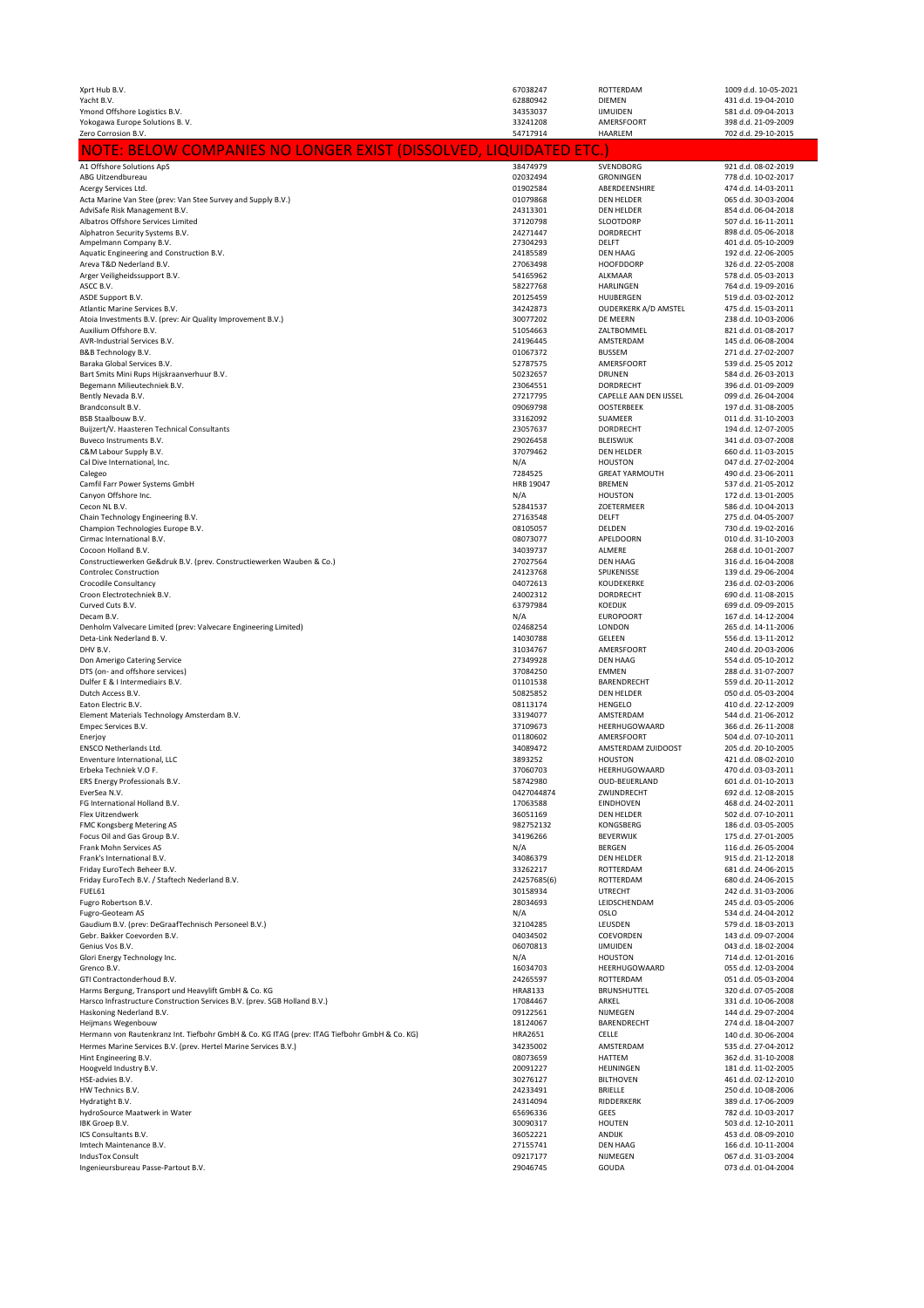| | | | |
|---|---|---|---|
| Xprt Hub B.V. | 67038247 | ROTTERDAM | 1009 d.d. 10-05-2021 |
| Yacht B.V. | 62880942 | DIEMEN | 431 d.d. 19-04-2010 |
| Ymond Offshore Logistics B.V. | 34353037 | IJMUIDEN | 581 d.d. 09-04-2013 |
| Yokogawa Europe Solutions B. V. | 33241208 | AMERSFOORT | 398 d.d. 21-09-2009 |
| Zero Corrosion B.V. | 54717914 | HAARLEM | 702 d.d. 29-10-2015 |

## NOTE: BELOW COMPANIES NO LONGER EXIST (DISSOLVED, LIQUIDATED ETC.)

| | | | |
|---|---|---|---|
| A1 Offshore Solutions ApS | 38474979 | SVENDBORG | 921 d.d. 08-02-2019 |
| ABG Uitzendbureau | 02032494 | GRONINGEN | 778 d.d. 10-02-2017 |
| Acergy Services Ltd. | 01902584 | ABERDEENSHIRE | 474 d.d. 14-03-2011 |
| Acta Marine Van Stee (prev: Van Stee Survey and Supply B.V.) | 01079868 | DEN HELDER | 065 d.d. 30-03-2004 |
| AdviSafe Risk Management B.V. | 24313301 | DEN HELDER | 854 d.d. 06-04-2018 |
| Albatros Offshore Services Limited | 37120798 | SLOOTDORP | 507 d.d. 16-11-2011 |
| Alphatron Security Systems B.V. | 24271447 | DORDRECHT | 898 d.d. 05-06-2018 |
| Ampelmann Company B.V. | 27304293 | DELFT | 401 d.d. 05-10-2009 |
| Aquatic Engineering and Construction B.V. | 24185589 | DEN HAAG | 192 d.d. 22-06-2005 |
| Areva T&D Nederland B.V. | 27063498 | HOOFDDORP | 326 d.d. 22-05-2008 |
| Arger Veiligheidssupport B.V. | 54165962 | ALKMAAR | 578 d.d. 05-03-2013 |
| ASCC B.V. | 58227768 | HARLINGEN | 764 d.d. 19-09-2016 |
| ASDE Support B.V. | 20125459 | HUIJBERGEN | 519 d.d. 03-02-2012 |
| Atlantic Marine Services B.V. | 34242873 | OUDERKERK A/D AMSTEL | 475 d.d. 15-03-2011 |
| Atoia Investments B.V. (prev: Air Quality Improvement B.V.) | 30077202 | DE MEERN | 238 d.d. 10-03-2006 |
| Auxilium Offshore B.V. | 51054663 | ZALTBOMMEL | 821 d.d. 01-08-2017 |
| AVR-Industrial Services B.V. | 24196445 | AMSTERDAM | 145 d.d. 06-08-2004 |
| B&B Technology B.V. | 01067372 | BUSSEM | 271 d.d. 27-02-2007 |
| Baraka Global Services B.V. | 52787575 | AMERSFOORT | 539 d.d. 25-05 2012 |
| Bart Smits Mini Rups Hijskraanverhuur B.V. | 50232657 | DRUNEN | 584 d.d. 26-03-2013 |
| Begemann Milieutechniek B.V. | 23064551 | DORDRECHT | 396 d.d. 01-09-2009 |
| Bently Nevada B.V. | 27217795 | CAPELLE AAN DEN IJSSEL | 099 d.d. 26-04-2004 |
| Brandconsult B.V. | 09069798 | OOSTERBEEK | 197 d.d. 31-08-2005 |
| BSB Staalbouw B.V. | 33162092 | SUAMEER | 011 d.d. 31-10-2003 |
| Buijzert/V. Haasteren Technical Consultants | 23057637 | DORDRECHT | 194 d.d. 12-07-2005 |
| Buveco Instruments B.V. | 29026458 | BLEISWIJK | 341 d.d. 03-07-2008 |
| C&M Labour Supply B.V. | 37079462 | DEN HELDER | 660 d.d. 11-03-2015 |
| Cal Dive International, Inc. | N/A | HOUSTON | 047 d.d. 27-02-2004 |
| Calegeo | 7284525 | GREAT YARMOUTH | 490 d.d. 23-06-2011 |
| Camfil Farr Power Systems GmbH | HRB 19047 | BREMEN | 537 d.d. 21-05-2012 |
| Canyon Offshore Inc. | N/A | HOUSTON | 172 d.d. 13-01-2005 |
| Cecon NL B.V. | 52841537 | ZOETERMEER | 586 d.d. 10-04-2013 |
| Chain Technology Engineering B.V. | 27163548 | DELFT | 275 d.d. 04-05-2007 |
| Champion Technologies Europe B.V. | 08105057 | DELDEN | 730 d.d. 19-02-2016 |
| Cirmac International B.V. | 08073077 | APELDOORN | 010 d.d. 31-10-2003 |
| Cocoon Holland B.V. | 34039737 | ALMERE | 268 d.d. 10-01-2007 |
| Constructiewerken Ge&druk B.V. (prev. Constructiewerken Wauben & Co.) | 27027564 | DEN HAAG | 316 d.d. 16-04-2008 |
| Controlec Construction | 24123768 | SPIJKENISSE | 139 d.d. 29-06-2004 |
| Crocodile Consultancy | 04072613 | KOUDEKERKE | 236 d.d. 02-03-2006 |
| Croon Electrotechniek B.V. | 24002312 | DORDRECHT | 690 d.d. 11-08-2015 |
| Curved Cuts B.V. | 63797984 | KOEDIJK | 699 d.d. 09-09-2015 |
| Decam B.V. | N/A | EUROPOORT | 167 d.d. 14-12-2004 |
| Denholm Valvecare Limited (prev: Valvecare Engineering Limited) | 02468254 | LONDON | 265 d.d. 14-11-2006 |
| Deta-Link Nederland B. V. | 14030788 | GELEEN | 556 d.d. 13-11-2012 |
| DHV B.V. | 31034767 | AMERSFOORT | 240 d.d. 20-03-2006 |
| Don Amerigo Catering Service | 27349928 | DEN HAAG | 554 d.d. 05-10-2012 |
| DTS (on- and offshore services) | 37084250 | EMMEN | 288 d.d. 31-07-2007 |
| Dulfer E & I Intermediairs B.V. | 01101538 | BARENDRECHT | 559 d.d. 20-11-2012 |
| Dutch Access B.V. | 50825852 | DEN HELDER | 050 d.d. 05-03-2004 |
| Eaton Electric B.V. | 08113174 | HENGELO | 410 d.d. 22-12-2009 |
| Element Materials Technology Amsterdam B.V. | 33194077 | AMSTERDAM | 544 d.d. 21-06-2012 |
| Empec Services B.V. | 37109673 | HEERHUGOWAARD | 366 d.d. 26-11-2008 |
| Enerjoy | 01180602 | AMERSFOORT | 504 d.d. 07-10-2011 |
| ENSCO Netherlands Ltd. | 34089472 | AMSTERDAM ZUIDOOST | 205 d.d. 20-10-2005 |
| Enventure International, LLC | 3893252 | HOUSTON | 421 d.d. 08-02-2010 |
| Erbeka Techniek V.O F. | 37060703 | HEERHUGOWAARD | 470 d.d. 03-03-2011 |
| ERS Energy Professionals B.V. | 58742980 | OUD-BEIJERLAND | 601 d.d. 01-10-2013 |
| EverSea N.V. | 0427044874 | ZWIJNDRECHT | 692 d.d. 12-08-2015 |
| FG International Holland B.V. | 17063588 | EINDHOVEN | 468 d.d. 24-02-2011 |
| Flex Uitzendwerk | 36051169 | DEN HELDER | 502 d.d. 07-10-2011 |
| FMC Kongsberg Metering AS | 982752132 | KONGSBERG | 186 d.d. 03-05-2005 |
| Focus Oil and Gas Group B.V. | 34196266 | BEVERWIJK | 175 d.d. 27-01-2005 |
| Frank Mohn Services AS | N/A | BERGEN | 116 d.d. 26-05-2004 |
| Frank's International B.V. | 34086379 | DEN HELDER | 915 d.d. 21-12-2018 |
| Friday EuroTech Beheer B.V. | 33262217 | ROTTERDAM | 681 d.d. 24-06-2015 |
| Friday EuroTech B.V. / Staftech Nederland B.V. | 24257685(6) | ROTTERDAM | 680 d.d. 24-06-2015 |
| FUEL61 | 30158934 | UTRECHT | 242 d.d. 31-03-2006 |
| Fugro Robertson B.V. | 28034693 | LEIDSCHENDAM | 245 d.d. 03-05-2006 |
| Fugro-Geoteam AS | N/A | OSLO | 534 d.d. 24-04-2012 |
| Gaudium B.V. (prev: DeGraafTechnisch Personeel B.V.) | 32104285 | LEUSDEN | 579 d.d. 18-03-2013 |
| Gebr. Bakker Coevorden B.V. | 04034502 | COEVORDEN | 143 d.d. 09-07-2004 |
| Genius Vos B.V. | 06070813 | IJMUIDEN | 043 d.d. 18-02-2004 |
| Glori Energy Technology Inc. | N/A | HOUSTON | 714 d.d. 12-01-2016 |
| Grenco B.V. | 16034703 | HEERHUGOWAARD | 055 d.d. 12-03-2004 |
| GTI Contractonderhoud B.V. | 24265597 | ROTTERDAM | 051 d.d. 05-03-2004 |
| Harms Bergung, Transport und Heavylift GmbH & Co. KG | HRA8133 | BRUNSHUTTEL | 320 d.d. 07-05-2008 |
| Harsco Infrastructure Construction Services B.V. (prev. SGB Holland B.V.) | 17084467 | ARKEL | 331 d.d. 10-06-2008 |
| Haskoning Nederland B.V. | 09122561 | NIJMEGEN | 144 d.d. 29-07-2004 |
| Heijmans Wegenbouw | 18124067 | BARENDRECHT | 274 d.d. 18-04-2007 |
| Hermann von Rautenkranz Int. Tiefbohr GmbH & Co. KG ITAG (prev: ITAG Tiefbohr GmbH & Co. KG) | HRA2651 | CELLE | 140 d.d. 30-06-2004 |
| Hermes Marine Services B.V. (prev. Hertel Marine Services B.V.) | 34235002 | AMSTERDAM | 535 d.d. 27-04-2012 |
| Hint Engineering B.V. | 08073659 | HATTEM | 362 d.d. 31-10-2008 |
| Hoogveld Industry B.V. | 20091227 | HEIJNINGEN | 181 d.d. 11-02-2005 |
| HSE-advies B.V. | 30276127 | BILTHOVEN | 461 d.d. 02-12-2010 |
| HW Technics B.V. | 24233491 | BRIELLE | 250 d.d. 10-08-2006 |
| Hydratight B.V. | 24314094 | RIDDERKERK | 389 d.d. 17-06-2009 |
| hydroSource Maatwerk in Water | 65696336 | GEES | 782 d.d. 10-03-2017 |
| IBK Groep B.V. | 30090317 | HOUTEN | 503 d.d. 12-10-2011 |
| ICS Consultants B.V. | 36052221 | ANDIJK | 453 d.d. 08-09-2010 |
| Imtech Maintenance B.V. | 27155741 | DEN HAAG | 166 d.d. 10-11-2004 |
| IndusTox Consult | 09217177 | NIJMEGEN | 067 d.d. 31-03-2004 |
| Ingenieursbureau Passe-Partout B.V. | 29046745 | GOUDA | 073 d.d. 01-04-2004 |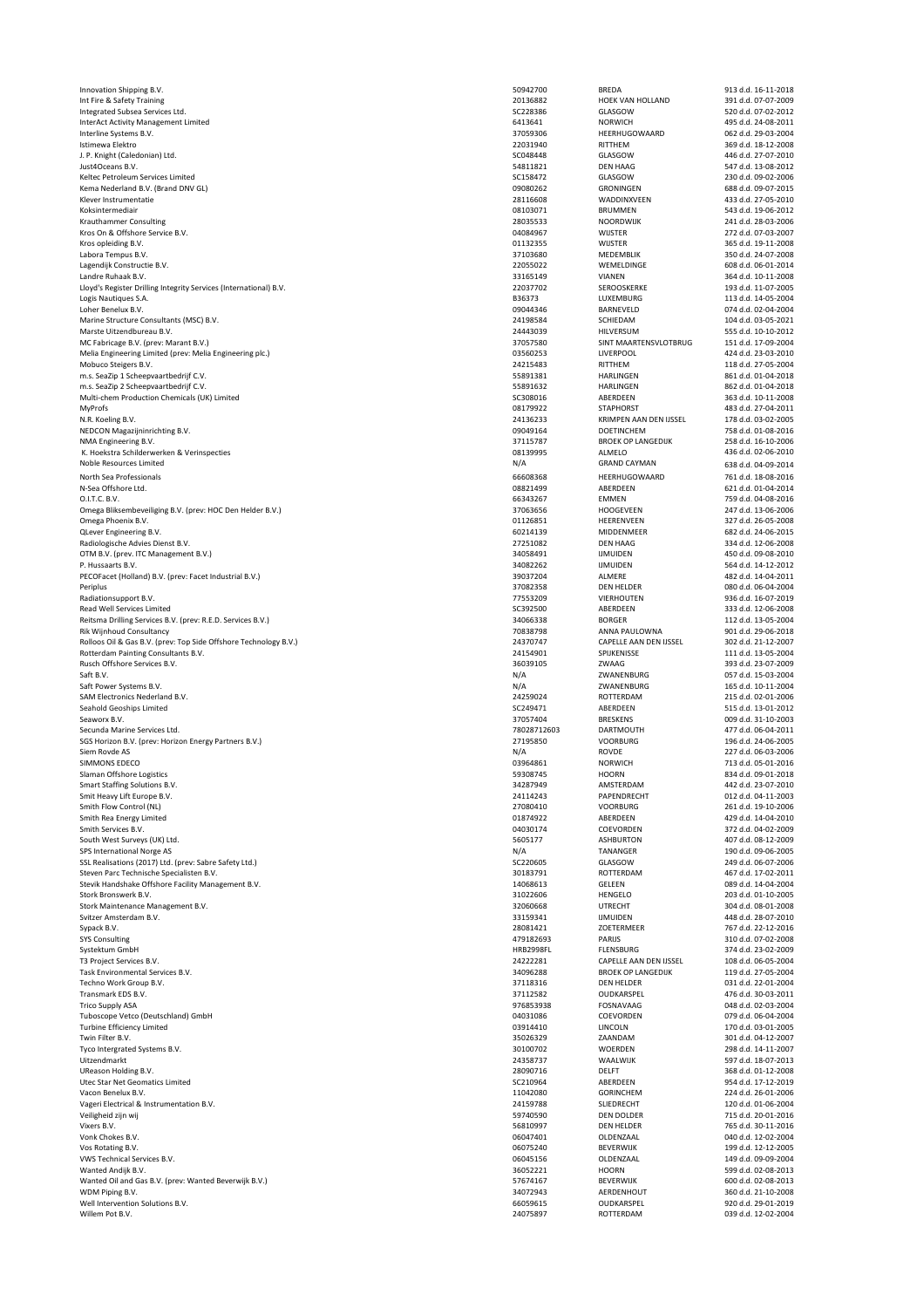| | | | |
|---|---|---|---|
| Innovation Shipping B.V. | 50942700 | BREDA | 913 d.d. 16-11-2018 |
| Int Fire & Safety Training | 20136882 | HOEK VAN HOLLAND | 391 d.d. 07-07-2009 |
| Integrated Subsea Services Ltd. | SC228386 | GLASGOW | 520 d.d. 07-02-2012 |
| InterAct Activity Management Limited | 6413641 | NORWICH | 495 d.d. 24-08-2011 |
| Interline Systems B.V. | 37059306 | HEERHUGOWAARD | 062 d.d. 29-03-2004 |
| Istimewa Elektro | 22031940 | RITTHEM | 369 d.d. 18-12-2008 |
| J. P. Knight (Caledonian) Ltd. | SC048448 | GLASGOW | 446 d.d. 27-07-2010 |
| Just4Oceans B.V. | 54811821 | DEN HAAG | 547 d.d. 13-08-2012 |
| Keltec Petroleum Services Limited | SC158472 | GLASGOW | 230 d.d. 09-02-2006 |
| Kema Nederland B.V. (Brand DNV GL) | 09080262 | GRONINGEN | 688 d.d. 09-07-2015 |
| Klever Instrumentatie | 28116608 | WADDINXVEEN | 433 d.d. 27-05-2010 |
| Koksintermediair | 08103071 | BRUMMEN | 543 d.d. 19-06-2012 |
| Krauthammer Consulting | 28035533 | NOORDWIJK | 241 d.d. 28-03-2006 |
| Kros On & Offshore Service B.V. | 04084967 | WIJSTER | 272 d.d. 07-03-2007 |
| Kros opleiding B.V. | 01132355 | WIJSTER | 365 d.d. 19-11-2008 |
| Labora Tempus B.V. | 37103680 | MEDEMBLIK | 350 d.d. 24-07-2008 |
| Lagendijk Constructie B.V. | 22055022 | WEMELDINGE | 608 d.d. 06-01-2014 |
| Landre Ruhaak B.V. | 33165149 | VIANEN | 364 d.d. 10-11-2008 |
| Lloyd's Register Drilling Integrity Services (International) B.V. | 22037702 | SEROOSKERKE | 193 d.d. 11-07-2005 |
| Logis Nautiques S.A. | B36373 | LUXEMBURG | 113 d.d. 14-05-2004 |
| Loher Benelux B.V. | 09044346 | BARNEVELD | 074 d.d. 02-04-2004 |
| Marine Structure Consultants (MSC) B.V. | 24198584 | SCHIEDAM | 104 d.d. 03-05-2021 |
| Marste Uitzendbureau B.V. | 24443039 | HILVERSUM | 555 d.d. 10-10-2012 |
| MC Fabricage B.V. (prev: Marant B.V.) | 37057580 | SINT MAARTENSVLOTBRUG | 151 d.d. 17-09-2004 |
| Melia Engineering Limited (prev: Melia Engineering plc.) | 03560253 | LIVERPOOL | 424 d.d. 23-03-2010 |
| Mobuco Steigers B.V. | 24215483 | RITTHEM | 118 d.d. 27-05-2004 |
| m.s. SeaZip 1 Scheepvaartbedrijf C.V. | 55891381 | HARLINGEN | 861 d.d. 01-04-2018 |
| m.s. SeaZip 2 Scheepvaartbedrijf C.V. | 55891632 | HARLINGEN | 862 d.d. 01-04-2018 |
| Multi-chem Production Chemicals (UK) Limited | SC308016 | ABERDEEN | 363 d.d. 10-11-2008 |
| MyProfs | 08179922 | STAPHORST | 483 d.d. 27-04-2011 |
| N.R. Koeling B.V. | 24136233 | KRIMPEN AAN DEN IJSSEL | 178 d.d. 03-02-2005 |
| NEDCON Magazijninrichting B.V. | 09049164 | DOETINCHEM | 758 d.d. 01-08-2016 |
| NMA Engineering B.V. | 37115787 | BROEK OP LANGEDIJK | 258 d.d. 16-10-2006 |
| K. Hoekstra Schilderwerken & Verinspecties | 08139995 | ALMELO | 436 d.d. 02-06-2010 |
| Noble Resources Limited | N/A | GRAND CAYMAN | 638 d.d. 04-09-2014 |
| North Sea Professionals | 66608368 | HEERHUGOWAARD | 761 d.d. 18-08-2016 |
| N-Sea Offshore Ltd. | 08821499 | ABERDEEN | 621 d.d. 01-04-2014 |
| O.I.T.C. B.V. | 66343267 | EMMEN | 759 d.d. 04-08-2016 |
| Omega Bliksembeveiliging B.V. (prev: HOC Den Helder B.V.) | 37063656 | HOOGEVEEN | 247 d.d. 13-06-2006 |
| Omega Phoenix B.V. | 01126851 | HEERENVEEN | 327 d.d. 26-05-2008 |
| QLever Engineering B.V. | 60214139 | MIDDENMEER | 682 d.d. 24-06-2015 |
| Radiologische Advies Dienst B.V. | 27251082 | DEN HAAG | 334 d.d. 12-06-2008 |
| OTM B.V. (prev. ITC Management B.V.) | 34058491 | IJMUIDEN | 450 d.d. 09-08-2010 |
| P. Hussaarts B.V. | 34082262 | IJMUIDEN | 564 d.d. 14-12-2012 |
| PECOFacet (Holland) B.V. (prev: Facet Industrial B.V.) | 39037204 | ALMERE | 482 d.d. 14-04-2011 |
| Periplus | 37082358 | DEN HELDER | 080 d.d. 06-04-2004 |
| Radiationsupport B.V. | 77553209 | VIERHOUTEN | 936 d.d. 16-07-2019 |
| Read Well Services Limited | SC392500 | ABERDEEN | 333 d.d. 12-06-2008 |
| Reitsma Drilling Services B.V. (prev: R.E.D. Services B.V.) | 34066338 | BORGER | 112 d.d. 13-05-2004 |
| Rik Wijnhoud Consultancy | 70838798 | ANNA PAULOWNA | 901 d.d. 29-06-2018 |
| Rolloos Oil & Gas B.V. (prev: Top Side Offshore Technology B.V.) | 24370747 | CAPELLE AAN DEN IJSSEL | 302 d.d. 21-12-2007 |
| Rotterdam Painting Consultants B.V. | 24154901 | SPIJKENISSE | 111 d.d. 13-05-2004 |
| Rusch Offshore Services B.V. | 36039105 | ZWAAG | 393 d.d. 23-07-2009 |
| Saft B.V. | N/A | ZWANENBURG | 057 d.d. 15-03-2004 |
| Saft Power Systems B.V. | N/A | ZWANENBURG | 165 d.d. 10-11-2004 |
| SAM Electronics Nederland B.V. | 24259024 | ROTTERDAM | 215 d.d. 02-01-2006 |
| Seahold Geoships Limited | SC249471 | ABERDEEN | 515 d.d. 13-01-2012 |
| Seaworx B.V. | 37057404 | BRESKENS | 009 d.d. 31-10-2003 |
| Secunda Marine Services Ltd. | 78028712603 | DARTMOUTH | 477 d.d. 06-04-2011 |
| SGS Horizon B.V. (prev: Horizon Energy Partners B.V.) | 27195850 | VOORBURG | 196 d.d. 24-06-2005 |
| Siem Rovde AS | N/A | ROVDE | 227 d.d. 06-03-2006 |
| SIMMONS EDECO | 03964861 | NORWICH | 713 d.d. 05-01-2016 |
| Slaman Offshore Logistics | 59308745 | HOORN | 834 d.d. 09-01-2018 |
| Smart Staffing Solutions B.V. | 34287949 | AMSTERDAM | 442 d.d. 23-07-2010 |
| Smit Heavy Lift Europe B.V. | 24114243 | PAPENDRECHT | 012 d.d. 04-11-2003 |
| Smith Flow Control (NL) | 27080410 | VOORBURG | 261 d.d. 19-10-2006 |
| Smith Rea Energy Limited | 01874922 | ABERDEEN | 429 d.d. 14-04-2010 |
| Smith Services B.V. | 04030174 | COEVORDEN | 372 d.d. 04-02-2009 |
| South West Surveys (UK) Ltd. | 5605177 | ASHBURTON | 407 d.d. 08-12-2009 |
| SPS International Norge AS | N/A | TANANGER | 190 d.d. 09-06-2005 |
| SSL Realisations (2017) Ltd. (prev: Sabre Safety Ltd.) | SC220605 | GLASGOW | 249 d.d. 06-07-2006 |
| Steven Parc Technische Specialisten B.V. | 30183791 | ROTTERDAM | 467 d.d. 17-02-2011 |
| Stevik Handshake Offshore Facility Management B.V. | 14068613 | GELEEN | 089 d.d. 14-04-2004 |
| Stork Bronswerk B.V. | 31022606 | HENGELO | 203 d.d. 01-10-2005 |
| Stork Maintenance Management B.V. | 32060668 | UTRECHT | 304 d.d. 08-01-2008 |
| Svitzer Amsterdam B.V. | 33159341 | IJMUIDEN | 448 d.d. 28-07-2010 |
| Sypack B.V. | 28081421 | ZOETERMEER | 767 d.d. 22-12-2016 |
| SYS Consulting | 479182693 | PARIJS | 310 d.d. 07-02-2008 |
| Systektum GmbH | HRB2998FL | FLENSBURG | 374 d.d. 23-02-2009 |
| T3 Project Services B.V. | 24222281 | CAPELLE AAN DEN IJSSEL | 108 d.d. 06-05-2004 |
| Task Environmental Services B.V. | 34096288 | BROEK OP LANGEDIJK | 119 d.d. 27-05-2004 |
| Techno Work Group B.V. | 37118316 | DEN HELDER | 031 d.d. 22-01-2004 |
| Transmark EDS B.V. | 37112582 | OUDKARSPEL | 476 d.d. 30-03-2011 |
| Trico Supply ASA | 976853938 | FOSNAVAAG | 048 d.d. 02-03-2004 |
| Tuboscope Vetco (Deutschland) GmbH | 04031086 | COEVORDEN | 079 d.d. 06-04-2004 |
| Turbine Efficiency Limited | 03914410 | LINCOLN | 170 d.d. 03-01-2005 |
| Twin Filter B.V. | 35026329 | ZAANDAM | 301 d.d. 04-12-2007 |
| Tyco Intergrated Systems B.V. | 30100702 | WOERDEN | 298 d.d. 14-11-2007 |
| Uitzendmarkt | 24358737 | WAALWIJK | 597 d.d. 18-07-2013 |
| UReason Holding B.V. | 28090716 | DELFT | 368 d.d. 01-12-2008 |
| Utec Star Net Geomatics Limited | SC210964 | ABERDEEN | 954 d.d. 17-12-2019 |
| Vacon Benelux B.V. | 11042080 | GORINCHEM | 224 d.d. 26-01-2006 |
| Vageri Electrical & Instrumentation B.V. | 24159788 | SLIEDRECHT | 120 d.d. 01-06-2004 |
| Veiligheid zijn wij | 59740590 | DEN DOLDER | 715 d.d. 20-01-2016 |
| Vixers B.V. | 56810997 | DEN HELDER | 765 d.d. 30-11-2016 |
| Vonk Chokes B.V. | 06047401 | OLDENZAAL | 040 d.d. 12-02-2004 |
| Vos Rotating B.V. | 06075240 | BEVERWIJK | 199 d.d. 12-12-2005 |
| VWS Technical Services B.V. | 06045156 | OLDENZAAL | 149 d.d. 09-09-2004 |
| Wanted Andijk B.V. | 36052221 | HOORN | 599 d.d. 02-08-2013 |
| Wanted Oil and Gas B.V. (prev: Wanted Beverwijk B.V.) | 57674167 | BEVERWIJK | 600 d.d. 02-08-2013 |
| WDM Piping B.V. | 34072943 | AERDENHOUT | 360 d.d. 21-10-2008 |
| Well Intervention Solutions B.V. | 66059615 | OUDKARSPEL | 920 d.d. 29-01-2019 |
| Willem Pot B.V. | 24075897 | ROTTERDAM | 039 d.d. 12-02-2004 |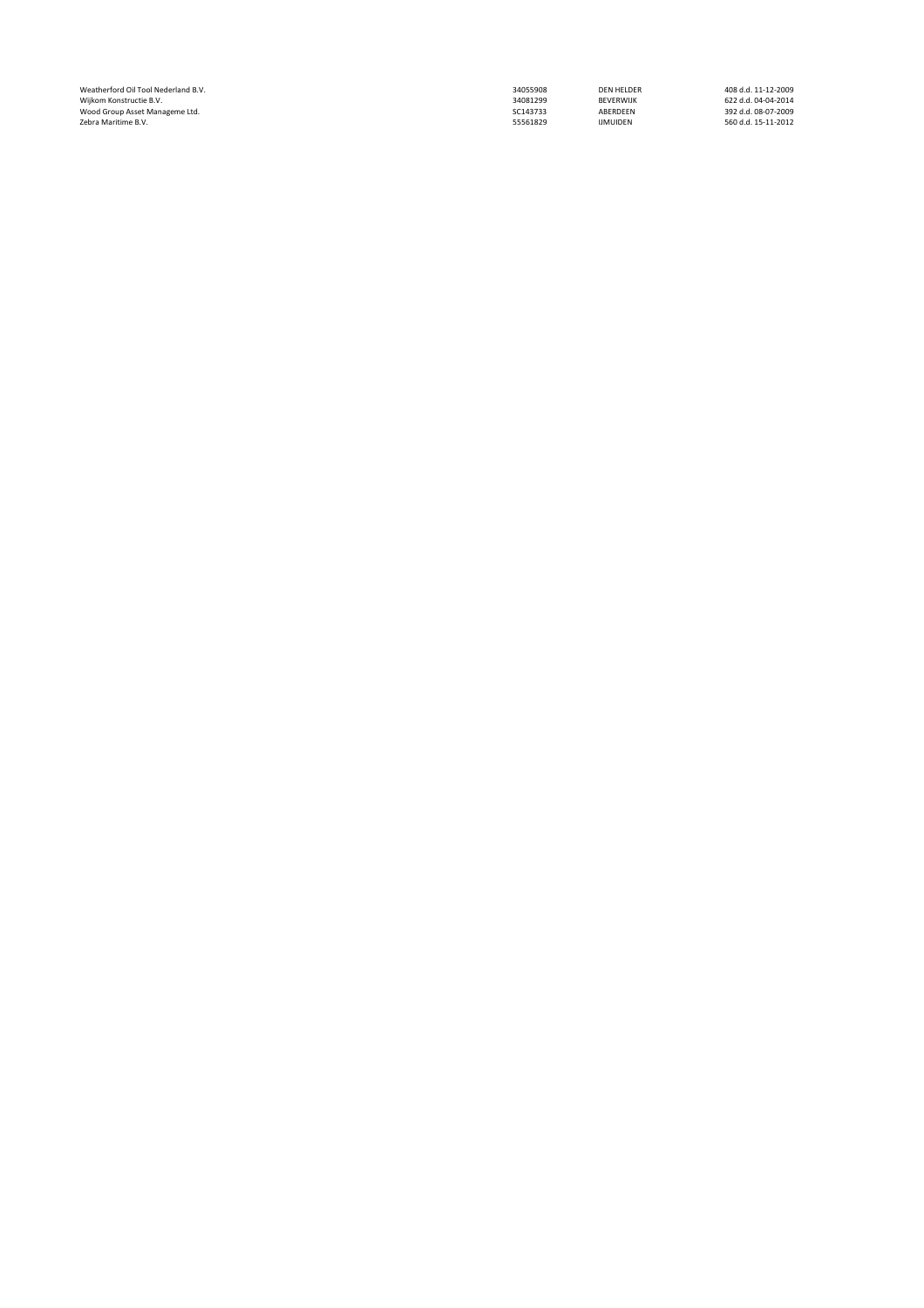| | | | |
|---|---|---|---|
| Weatherford Oil Tool Nederland B.V. | 34055908 | DEN HELDER | 408 d.d. 11-12-2009 |
| Wijkom Konstructie B.V. | 34081299 | BEVERWIJK | 622 d.d. 04-04-2014 |
| Wood Group Asset Manageme Ltd. | SC143733 | ABERDEEN | 392 d.d. 08-07-2009 |
| Zebra Maritime B.V. | 55561829 | IJMUIDEN | 560 d.d. 15-11-2012 |